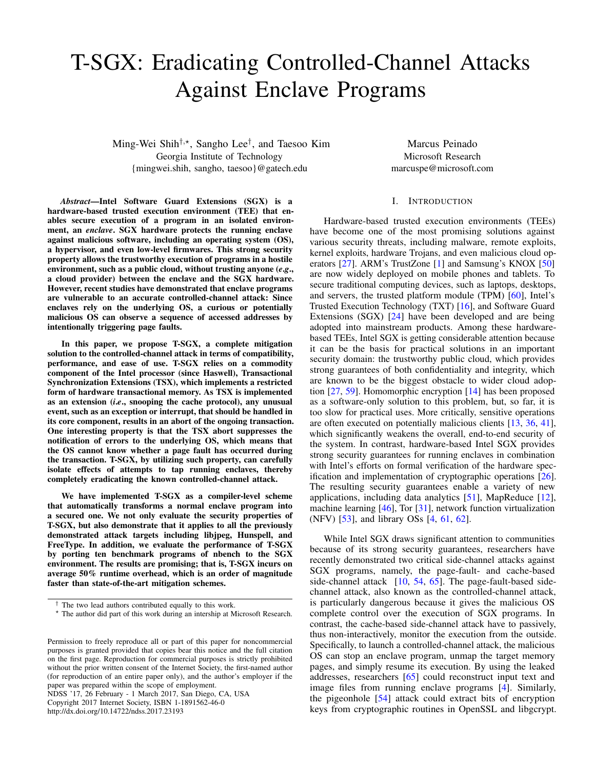# T-SGX: Eradicating Controlled-Channel Attacks Against Enclave Programs

Ming-Wei Shih[†,⋆], Sangho Lee[†], and Taesoo Kim
Georgia Institute of Technology
{mingwei.shih, sangho, taesoo}@gatech.edu

Marcus Peinado
Microsoft Research
marcuspe@microsoft.com

***Abstract*—Intel Software Guard Extensions (SGX) is a hardware-based trusted execution environment (TEE) that enables secure execution of a program in an isolated environment, an *enclave*. SGX hardware protects the running enclave against malicious software, including an operating system (OS), a hypervisor, and even low-level firmwares. This strong security property allows the trustworthy execution of programs in a hostile environment, such as a public cloud, without trusting anyone (*e.g*., a cloud provider) between the enclave and the SGX hardware. However, recent studies have demonstrated that enclave programs are vulnerable to an accurate controlled-channel attack: Since enclaves rely on the underlying OS, a curious or potentially malicious OS can observe a sequence of accessed addresses by intentionally triggering page faults.**

**In this paper, we propose T-SGX, a complete mitigation solution to the controlled-channel attack in terms of compatibility, performance, and ease of use. T-SGX relies on a commodity component of the Intel processor (since Haswell), Transactional Synchronization Extensions (TSX), which implements a restricted form of hardware transactional memory. As TSX is implemented as an extension (*i.e*., snooping the cache protocol), any unusual event, such as an exception or interrupt, that should be handled in its core component, results in an abort of the ongoing transaction. One interesting property is that the TSX abort suppresses the notification of errors to the underlying OS, which means that the OS cannot know whether a page fault has occurred during the transaction. T-SGX, by utilizing such property, can carefully isolate effects of attempts to tap running enclaves, thereby completely eradicating the known controlled-channel attack.**

**We have implemented T-SGX as a compiler-level scheme that automatically transforms a normal enclave program into a secured one. We not only evaluate the security properties of T-SGX, but also demonstrate that it applies to all the previously demonstrated attack targets including libjpeg, Hunspell, and FreeType. In addition, we evaluate the performance of T-SGX by porting ten benchmark programs of nbench to the SGX environment. The results are promising; that is, T-SGX incurs on average 50% runtime overhead, which is an order of magnitude faster than state-of-the-art mitigation schemes.**

[†] The two lead authors contributed equally to this work.
[⋆] The author did part of this work during an intership at Microsoft Research.

Permission to freely reproduce all or part of this paper for noncommercial purposes is granted provided that copies bear this notice and the full citation on the first page. Reproduction for commercial purposes is strictly prohibited without the prior written consent of the Internet Society, the first-named author (for reproduction of an entire paper only), and the author's employer if the paper was prepared within the scope of employment.
NDSS '17, 26 February - 1 March 2017, San Diego, CA, USA
Copyright 2017 Internet Society, ISBN 1-1891562-46-0
http://dx.doi.org/10.14722/ndss.2017.23193

## I. Introduction

Hardware-based trusted execution environments (TEEs) have become one of the most promising solutions against various security threats, including malware, remote exploits, kernel exploits, hardware Trojans, and even malicious cloud operators [27]. ARM's TrustZone [1] and Samsung's KNOX [50] are now widely deployed on mobile phones and tablets. To secure traditional computing devices, such as laptops, desktops, and servers, the trusted platform module (TPM) [60], Intel's Trusted Execution Technology (TXT) [16], and Software Guard Extensions (SGX) [24] have been developed and are being adopted into mainstream products. Among these hardware-based TEEs, Intel SGX is getting considerable attention because it can be the basis for practical solutions in an important security domain: the trustworthy public cloud, which provides strong guarantees of both confidentiality and integrity, which are known to be the biggest obstacle to wider cloud adoption [27, 59]. Homomorphic encryption [14] has been proposed as a software-only solution to this problem, but, so far, it is too slow for practical uses. More critically, sensitive operations are often executed on potentially malicious clients [13, 36, 41], which significantly weakens the overall, end-to-end security of the system. In contrast, hardware-based Intel SGX provides strong security guarantees for running enclaves in combination with Intel's efforts on formal verification of the hardware specification and implementation of cryptographic operations [26]. The resulting security guarantees enable a variety of new applications, including data analytics [51], MapReduce [12], machine learning [46], Tor [31], network function virtualization (NFV) [53], and library OSs [4, 61, 62].

While Intel SGX draws significant attention to communities because of its strong security guarantees, researchers have recently demonstrated two critical side-channel attacks against SGX programs, namely, the page-fault- and cache-based side-channel attack [10, 54, 65]. The page-fault-based side-channel attack, also known as the controlled-channel attack, is particularly dangerous because it gives the malicious OS complete control over the execution of SGX programs. In contrast, the cache-based side-channel attack have to passively, thus non-interactively, monitor the execution from the outside. Specifically, to launch a controlled-channel attack, the malicious OS can stop an enclave program, unmap the target memory pages, and simply resume its execution. By using the leaked addresses, researchers [65] could reconstruct input text and image files from running enclave programs [4]. Similarly, the pigeonhole [54] attack could extract bits of encryption keys from cryptographic routines in OpenSSL and libgcrypt.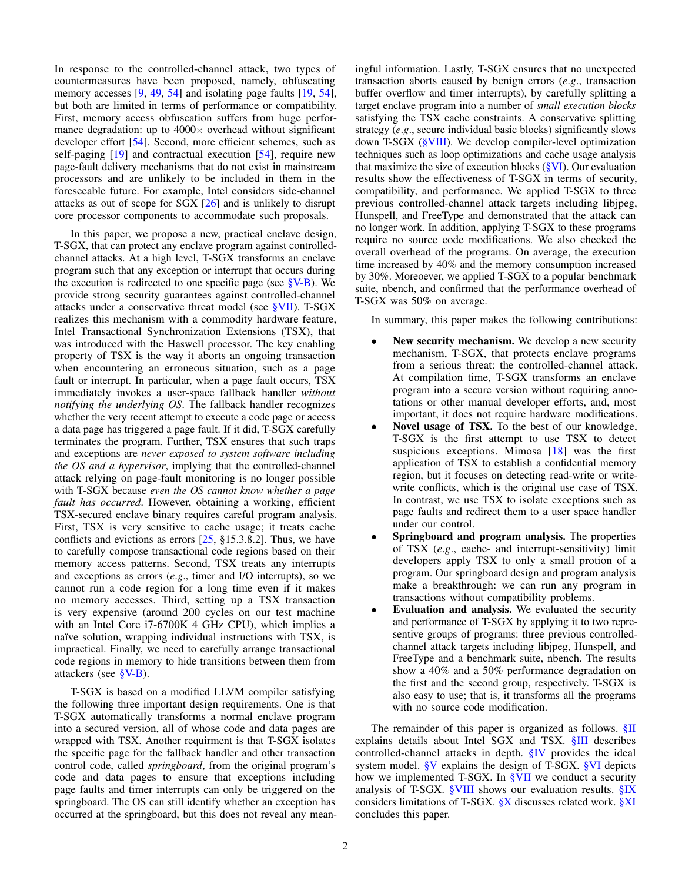In response to the controlled-channel attack, two types of countermeasures have been proposed, namely, obfuscating memory accesses [9, 49, 54] and isolating page faults [19, 54], but both are limited in terms of performance or compatibility. First, memory access obfuscation suffers from huge performance degradation: up to 4000× overhead without significant developer effort [54]. Second, more efficient schemes, such as self-paging [19] and contractual execution [54], require new page-fault delivery mechanisms that do not exist in mainstream processors and are unlikely to be included in them in the foreseeable future. For example, Intel considers side-channel attacks as out of scope for SGX [26] and is unlikely to disrupt core processor components to accommodate such proposals.

In this paper, we propose a new, practical enclave design, T-SGX, that can protect any enclave program against controlled-channel attacks. At a high level, T-SGX transforms an enclave program such that any exception or interrupt that occurs during the execution is redirected to one specific page (see §V-B). We provide strong security guarantees against controlled-channel attacks under a conservative threat model (see §VII). T-SGX realizes this mechanism with a commodity hardware feature, Intel Transactional Synchronization Extensions (TSX), that was introduced with the Haswell processor. The key enabling property of TSX is the way it aborts an ongoing transaction when encountering an erroneous situation, such as a page fault or interrupt. In particular, when a page fault occurs, TSX immediately invokes a user-space fallback handler *without notifying the underlying OS*. The fallback handler recognizes whether the very recent attempt to execute a code page or access a data page has triggered a page fault. If it did, T-SGX carefully terminates the program. Further, TSX ensures that such traps and exceptions are *never exposed to system software including the OS and a hypervisor*, implying that the controlled-channel attack relying on page-fault monitoring is no longer possible with T-SGX because *even the OS cannot know whether a page fault has occurred*. However, obtaining a working, efficient TSX-secured enclave binary requires careful program analysis. First, TSX is very sensitive to cache usage; it treats cache conflicts and evictions as errors [25, §15.3.8.2]. Thus, we have to carefully compose transactional code regions based on their memory access patterns. Second, TSX treats any interrupts and exceptions as errors (*e.g.*, timer and I/O interrupts), so we cannot run a code region for a long time even if it makes no memory accesses. Third, setting up a TSX transaction is very expensive (around 200 cycles on our test machine with an Intel Core i7-6700K 4 GHz CPU), which implies a naïve solution, wrapping individual instructions with TSX, is impractical. Finally, we need to carefully arrange transactional code regions in memory to hide transitions between them from attackers (see §V-B).

T-SGX is based on a modified LLVM compiler satisfying the following three important design requirements. One is that T-SGX automatically transforms a normal enclave program into a secured version, all of whose code and data pages are wrapped with TSX. Another requirment is that T-SGX isolates the specific page for the fallback handler and other transaction control code, called *springboard*, from the original program's code and data pages to ensure that exceptions including page faults and timer interrupts can only be triggered on the springboard. The OS can still identify whether an exception has occurred at the springboard, but this does not reveal any meaningful information. Lastly, T-SGX ensures that no unexpected transaction aborts caused by benign errors (*e.g.*, transaction buffer overflow and timer interrupts), by carefully splitting a target enclave program into a number of *small execution blocks* satisfying the TSX cache constraints. A conservative splitting strategy (*e.g.*, secure individual basic blocks) significantly slows down T-SGX (§VIII). We develop compiler-level optimization techniques such as loop optimizations and cache usage analysis that maximize the size of execution blocks (§VI). Our evaluation results show the effectiveness of T-SGX in terms of security, compatibility, and performance. We applied T-SGX to three previous controlled-channel attack targets including libjpeg, Hunspell, and FreeType and demonstrated that the attack can no longer work. In addition, applying T-SGX to these programs require no source code modifications. We also checked the overall overhead of the programs. On average, the execution time increased by 40% and the memory consumption increased by 30%. Moreoever, we applied T-SGX to a popular benchmark suite, nbench, and confirmed that the performance overhead of T-SGX was 50% on average.

In summary, this paper makes the following contributions:

- **New security mechanism.** We develop a new security mechanism, T-SGX, that protects enclave programs from a serious threat: the controlled-channel attack. At compilation time, T-SGX transforms an enclave program into a secure version without requiring annotations or other manual developer efforts, and, most important, it does not require hardware modifications.
- **Novel usage of TSX.** To the best of our knowledge, T-SGX is the first attempt to use TSX to detect suspicious exceptions. Mimosa [18] was the first application of TSX to establish a confidential memory region, but it focuses on detecting read-write or write-write conflicts, which is the original use case of TSX. In contrast, we use TSX to isolate exceptions such as page faults and redirect them to a user space handler under our control.
- **Springboard and program analysis.** The properties of TSX (*e.g.*, cache- and interrupt-sensitivity) limit developers apply TSX to only a small protion of a program. Our springboard design and program analysis make a breakthrough: we can run any program in transactions without compatibility problems.
- **Evaluation and analysis.** We evaluated the security and performance of T-SGX by applying it to two represetive groups of programs: three previous controlled-channel attack targets including libjpeg, Hunspell, and FreeType and a benchmark suite, nbench. The results show a 40% and a 50% performance degradation on the first and the second group, respectively. T-SGX is also easy to use; that is, it transforms all the programs with no source code modification.

The remainder of this paper is organized as follows. §II explains details about Intel SGX and TSX. §III describes controlled-channel attacks in depth. §IV provides the ideal system model. §V explains the design of T-SGX. §VI depicts how we implemented T-SGX. In §VII we conduct a security analysis of T-SGX. §VIII shows our evaluation results. §IX considers limitations of T-SGX. §X discusses related work. §XI concludes this paper.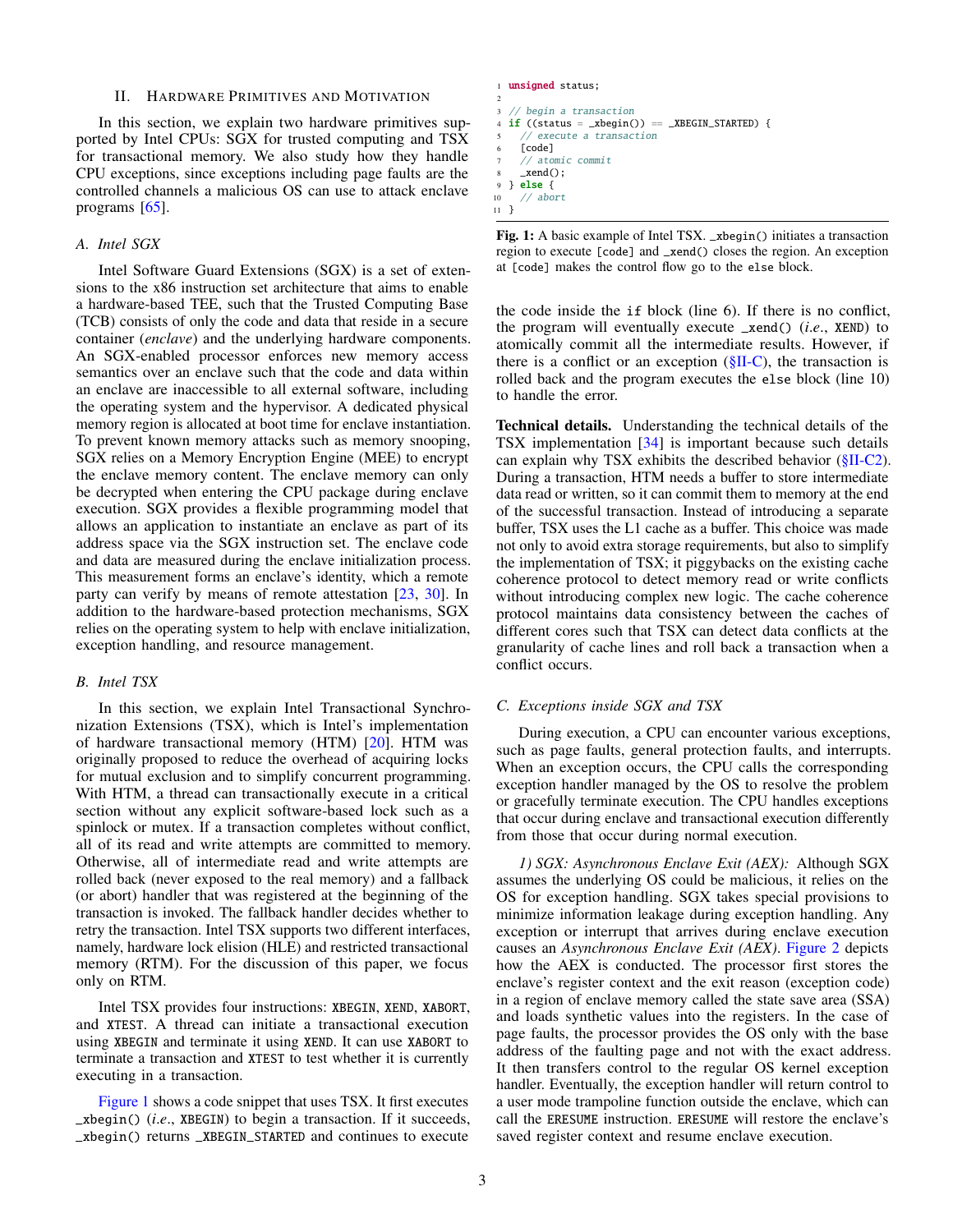## II. Hardware Primitives and Motivation

In this section, we explain two hardware primitives supported by Intel CPUs: SGX for trusted computing and TSX for transactional memory. We also study how they handle CPU exceptions, since exceptions including page faults are the controlled channels a malicious OS can use to attack enclave programs [65].

### A. Intel SGX

Intel Software Guard Extensions (SGX) is a set of extensions to the x86 instruction set architecture that aims to enable a hardware-based TEE, such that the Trusted Computing Base (TCB) consists of only the code and data that reside in a secure container (*enclave*) and the underlying hardware components. An SGX-enabled processor enforces new memory access semantics over an enclave such that the code and data within an enclave are inaccessible to all external software, including the operating system and the hypervisor. A dedicated physical memory region is allocated at boot time for enclave instantiation. To prevent known memory attacks such as memory snooping, SGX relies on a Memory Encryption Engine (MEE) to encrypt the enclave memory content. The enclave memory can only be decrypted when entering the CPU package during enclave execution. SGX provides a flexible programming model that allows an application to instantiate an enclave as part of its address space via the SGX instruction set. The enclave code and data are measured during the enclave initialization process. This measurement forms an enclave's identity, which a remote party can verify by means of remote attestation [23, 30]. In addition to the hardware-based protection mechanisms, SGX relies on the operating system to help with enclave initialization, exception handling, and resource management.

### B. Intel TSX

In this section, we explain Intel Transactional Synchronization Extensions (TSX), which is Intel's implementation of hardware transactional memory (HTM) [20]. HTM was originally proposed to reduce the overhead of acquiring locks for mutual exclusion and to simplify concurrent programming. With HTM, a thread can transactionally execute in a critical section without any explicit software-based lock such as a spinlock or mutex. If a transaction completes without conflict, all of its read and write attempts are committed to memory. Otherwise, all of intermediate read and write attempts are rolled back (never exposed to the real memory) and a fallback (or abort) handler that was registered at the beginning of the transaction is invoked. The fallback handler decides whether to retry the transaction. Intel TSX supports two different interfaces, namely, hardware lock elision (HLE) and restricted transactional memory (RTM). For the discussion of this paper, we focus only on RTM.

Intel TSX provides four instructions: XBEGIN, XEND, XABORT, and XTEST. A thread can initiate a transactional execution using XBEGIN and terminate it using XEND. It can use XABORT to terminate a transaction and XTEST to test whether it is currently executing in a transaction.

Figure 1 shows a code snippet that uses TSX. It first executes _xbegin() (*i.e.*, XBEGIN) to begin a transaction. If it succeeds, _xbegin() returns _XBEGIN_STARTED and continues to execute

```
1  unsigned status;
2
3  // begin a transaction
4  if ((status = _xbegin()) == _XBEGIN_STARTED) {
5    // execute a transaction
6    [code]
7    // atomic commit
8    _xend();
9  } else {
10   // abort
11 }
```

**Fig. 1:** A basic example of Intel TSX. _xbegin() initiates a transaction region to execute [code] and _xend() closes the region. An exception at [code] makes the control flow go to the else block.

the code inside the if block (line 6). If there is no conflict, the program will eventually execute _xend() (*i.e.*, XEND) to atomically commit all the intermediate results. However, if there is a conflict or an exception (§II-C), the transaction is rolled back and the program executes the else block (line 10) to handle the error.

**Technical details.** Understanding the technical details of the TSX implementation [34] is important because such details can explain why TSX exhibits the described behavior (§II-C2). During a transaction, HTM needs a buffer to store intermediate data read or written, so it can commit them to memory at the end of the successful transaction. Instead of introducing a separate buffer, TSX uses the L1 cache as a buffer. This choice was made not only to avoid extra storage requirements, but also to simplify the implementation of TSX; it piggybacks on the existing cache coherence protocol to detect memory read or write conflicts without introducing complex new logic. The cache coherence protocol maintains data consistency between the caches of different cores such that TSX can detect data conflicts at the granularity of cache lines and roll back a transaction when a conflict occurs.

### C. Exceptions inside SGX and TSX

During execution, a CPU can encounter various exceptions, such as page faults, general protection faults, and interrupts. When an exception occurs, the CPU calls the corresponding exception handler managed by the OS to resolve the problem or gracefully terminate execution. The CPU handles exceptions that occur during enclave and transactional execution differently from those that occur during normal execution.

*1) SGX: Asynchronous Enclave Exit (AEX):* Although SGX assumes the underlying OS could be malicious, it relies on the OS for exception handling. SGX takes special provisions to minimize information leakage during exception handling. Any exception or interrupt that arrives during enclave execution causes an *Asynchronous Enclave Exit (AEX)*. Figure 2 depicts how the AEX is conducted. The processor first stores the enclave's register context and the exit reason (exception code) in a region of enclave memory called the state save area (SSA) and loads synthetic values into the registers. In the case of page faults, the processor provides the OS only with the base address of the faulting page and not with the exact address. It then transfers control to the regular OS kernel exception handler. Eventually, the exception handler will return control to a user mode trampoline function outside the enclave, which can call the ERESUME instruction. ERESUME will restore the enclave's saved register context and resume enclave execution.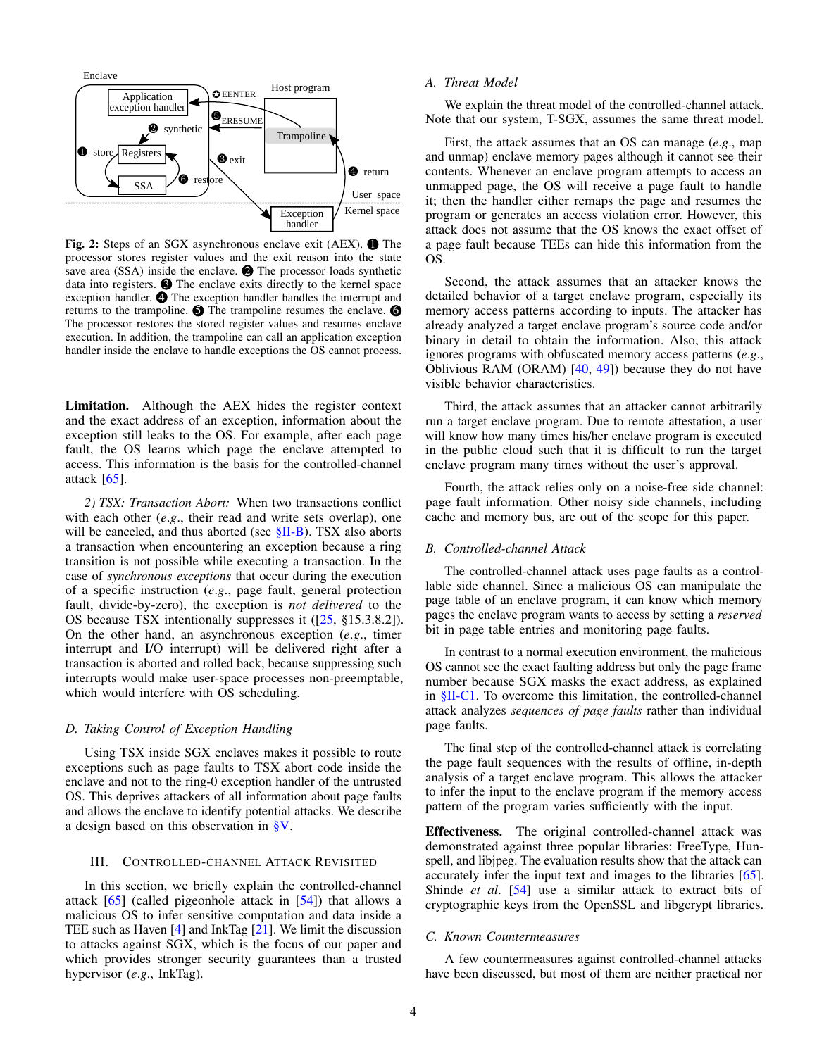Fig. 2: Steps of an SGX asynchronous enclave exit (AEX). ❶ The processor stores register values and the exit reason into the state save area (SSA) inside the enclave. ❷ The processor loads synthetic data into registers. ❸ The enclave exits directly to the kernel space exception handler. ❹ The exception handler handles the interrupt and returns to the trampoline. ❺ The trampoline resumes the enclave. ❻ The processor restores the stored register values and resumes enclave execution. In addition, the trampoline can call an application exception handler inside the enclave to handle exceptions the OS cannot process.

**Limitation.** Although the AEX hides the register context and the exact address of an exception, information about the exception still leaks to the OS. For example, after each page fault, the OS learns which page the enclave attempted to access. This information is the basis for the controlled-channel attack [65].

*2) TSX: Transaction Abort:* When two transactions conflict with each other (*e.g.*, their read and write sets overlap), one will be canceled, and thus aborted (see §II-B). TSX also aborts a transaction when encountering an exception because a ring transition is not possible while executing a transaction. In the case of *synchronous exceptions* that occur during the execution of a specific instruction (*e.g.*, page fault, general protection fault, divide-by-zero), the exception is *not delivered* to the OS because TSX intentionally suppresses it ([25, §15.3.8.2]). On the other hand, an asynchronous exception (*e.g.*, timer interrupt and I/O interrupt) will be delivered right after a transaction is aborted and rolled back, because suppressing such interrupts would make user-space processes non-preemptable, which would interfere with OS scheduling.

### D. Taking Control of Exception Handling

Using TSX inside SGX enclaves makes it possible to route exceptions such as page faults to TSX abort code inside the enclave and not to the ring-0 exception handler of the untrusted OS. This deprives attackers of all information about page faults and allows the enclave to identify potential attacks. We describe a design based on this observation in §V.

## III. Controlled-Channel Attack Revisited

In this section, we briefly explain the controlled-channel attack [65] (called pigeonhole attack in [54]) that allows a malicious OS to infer sensitive computation and data inside a TEE such as Haven [4] and InkTag [21]. We limit the discussion to attacks against SGX, which is the focus of our paper and which provides stronger security guarantees than a trusted hypervisor (*e.g.*, InkTag).

### A. Threat Model

We explain the threat model of the controlled-channel attack. Note that our system, T-SGX, assumes the same threat model.

First, the attack assumes that an OS can manage (*e.g.*, map and unmap) enclave memory pages although it cannot see their contents. Whenever an enclave program attempts to access an unmapped page, the OS will receive a page fault to handle it; then the handler either remaps the page and resumes the program or generates an access violation error. However, this attack does not assume that the OS knows the exact offset of a page fault because TEEs can hide this information from the OS.

Second, the attack assumes that an attacker knows the detailed behavior of a target enclave program, especially its memory access patterns according to inputs. The attacker has already analyzed a target enclave program's source code and/or binary in detail to obtain the information. Also, this attack ignores programs with obfuscated memory access patterns (*e.g.*, Oblivious RAM (ORAM) [40, 49]) because they do not have visible behavior characteristics.

Third, the attack assumes that an attacker cannot arbitrarily run a target enclave program. Due to remote attestation, a user will know how many times his/her enclave program is executed in the public cloud such that it is difficult to run the target enclave program many times without the user's approval.

Fourth, the attack relies only on a noise-free side channel: page fault information. Other noisy side channels, including cache and memory bus, are out of the scope for this paper.

### B. Controlled-channel Attack

The controlled-channel attack uses page faults as a controllable side channel. Since a malicious OS can manipulate the page table of an enclave program, it can know which memory pages the enclave program wants to access by setting a *reserved* bit in page table entries and monitoring page faults.

In contrast to a normal execution environment, the malicious OS cannot see the exact faulting address but only the page frame number because SGX masks the exact address, as explained in §II-C1. To overcome this limitation, the controlled-channel attack analyzes *sequences of page faults* rather than individual page faults.

The final step of the controlled-channel attack is correlating the page fault sequences with the results of offline, in-depth analysis of a target enclave program. This allows the attacker to infer the input to the enclave program if the memory access pattern of the program varies sufficiently with the input.

**Effectiveness.** The original controlled-channel attack was demonstrated against three popular libraries: FreeType, Hunspell, and libjpeg. The evaluation results show that the attack can accurately infer the input text and images to the libraries [65]. Shinde *et al.* [54] use a similar attack to extract bits of cryptographic keys from the OpenSSL and libgcrypt libraries.

### C. Known Countermeasures

A few countermeasures against controlled-channel attacks have been discussed, but most of them are neither practical nor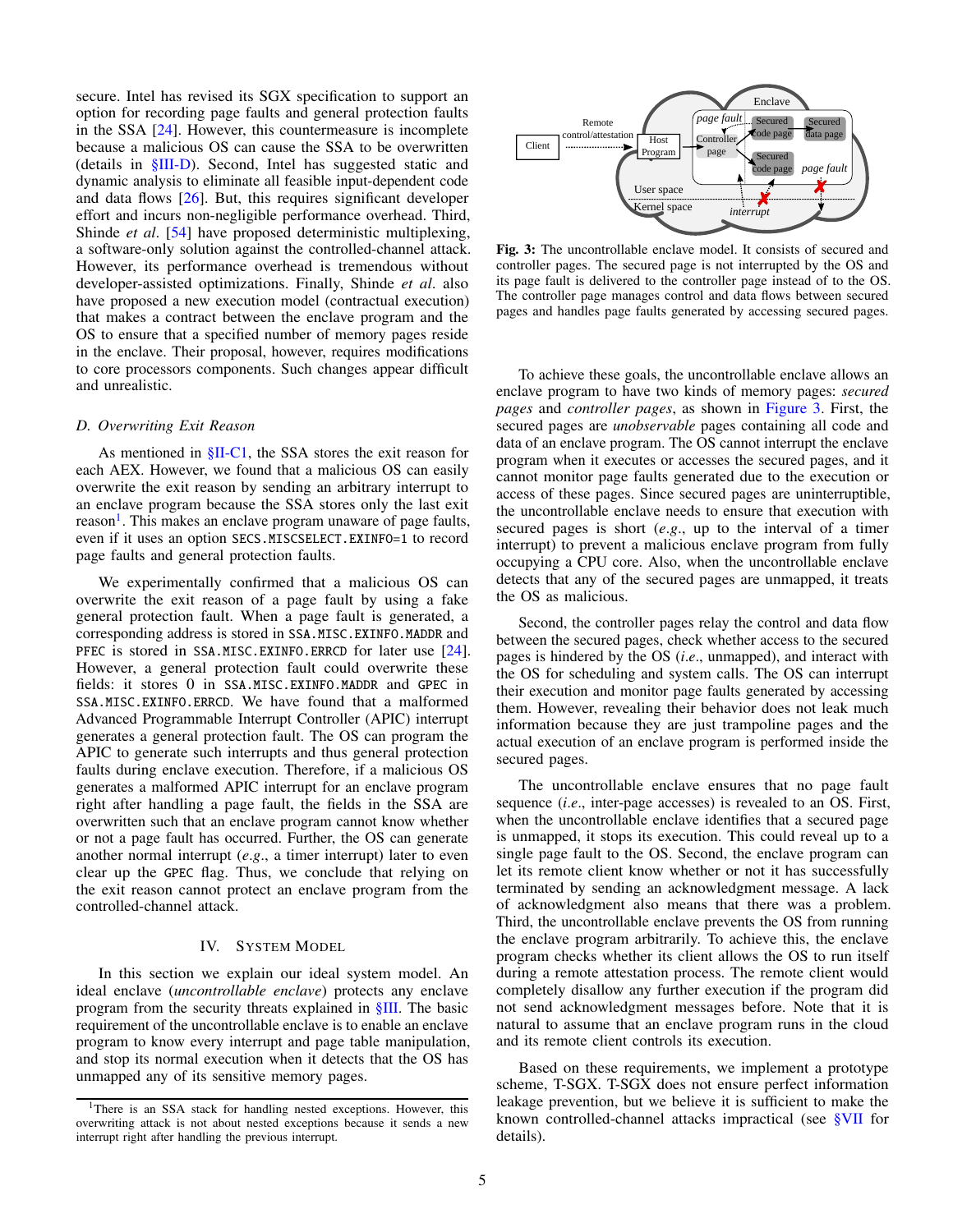secure. Intel has revised its SGX specification to support an option for recording page faults and general protection faults in the SSA [24]. However, this countermeasure is incomplete because a malicious OS can cause the SSA to be overwritten (details in §III-D). Second, Intel has suggested static and dynamic analysis to eliminate all feasible input-dependent code and data flows [26]. But, this requires significant developer effort and incurs non-negligible performance overhead. Third, Shinde *et al*. [54] have proposed deterministic multiplexing, a software-only solution against the controlled-channel attack. However, its performance overhead is tremendous without developer-assisted optimizations. Finally, Shinde *et al*. also have proposed a new execution model (contractual execution) that makes a contract between the enclave program and the OS to ensure that a specified number of memory pages reside in the enclave. Their proposal, however, requires modifications to core processors components. Such changes appear difficult and unrealistic.

### D. Overwriting Exit Reason

As mentioned in §II-C1, the SSA stores the exit reason for each AEX. However, we found that a malicious OS can easily overwrite the exit reason by sending an arbitrary interrupt to an enclave program because the SSA stores only the last exit reason[1]. This makes an enclave program unaware of page faults, even if it uses an option `SECS.MISCSELECT.EXINFO=1` to record page faults and general protection faults.

We experimentally confirmed that a malicious OS can overwrite the exit reason of a page fault by using a fake general protection fault. When a page fault is generated, a corresponding address is stored in `SSA.MISC.EXINFO.MADDR` and `PFEC` is stored in `SSA.MISC.EXINFO.ERRCD` for later use [24]. However, a general protection fault could overwrite these fields: it stores 0 in `SSA.MISC.EXINFO.MADDR` and `GPEC` in `SSA.MISC.EXINFO.ERRCD`. We have found that a malformed Advanced Programmable Interrupt Controller (APIC) interrupt generates a general protection fault. The OS can program the APIC to generate such interrupts and thus general protection faults during enclave execution. Therefore, if a malicious OS generates a malformed APIC interrupt for an enclave program right after handling a page fault, the fields in the SSA are overwritten such that an enclave program cannot know whether or not a page fault has occurred. Further, the OS can generate another normal interrupt (*e.g*., a timer interrupt) later to even clear up the `GPEC` flag. Thus, we conclude that relying on the exit reason cannot protect an enclave program from the controlled-channel attack.

## IV. System Model

In this section we explain our ideal system model. An ideal enclave (*uncontrollable enclave*) protects any enclave program from the security threats explained in §III. The basic requirement of the uncontrollable enclave is to enable an enclave program to know every interrupt and page table manipulation, and stop its normal execution when it detects that the OS has unmapped any of its sensitive memory pages.

[1]There is an SSA stack for handling nested exceptions. However, this overwriting attack is not about nested exceptions because it sends a new interrupt right after handling the previous interrupt.

**Fig. 3:** The uncontrollable enclave model. It consists of secured and controller pages. The secured page is not interrupted by the OS and its page fault is delivered to the controller page instead of to the OS. The controller page manages control and data flows between secured pages and handles page faults generated by accessing secured pages.

To achieve these goals, the uncontrollable enclave allows an enclave program to have two kinds of memory pages: *secured pages* and *controller pages*, as shown in Figure 3. First, the secured pages are *unobservable* pages containing all code and data of an enclave program. The OS cannot interrupt the enclave program when it executes or accesses the secured pages, and it cannot monitor page faults generated due to the execution or access of these pages. Since secured pages are uninterruptible, the uncontrollable enclave needs to ensure that execution with secured pages is short (*e.g*., up to the interval of a timer interrupt) to prevent a malicious enclave program from fully occupying a CPU core. Also, when the uncontrollable enclave detects that any of the secured pages are unmapped, it treats the OS as malicious.

Second, the controller pages relay the control and data flow between the secured pages, check whether access to the secured pages is hindered by the OS (*i.e*., unmapped), and interact with the OS for scheduling and system calls. The OS can interrupt their execution and monitor page faults generated by accessing them. However, revealing their behavior does not leak much information because they are just trampoline pages and the actual execution of an enclave program is performed inside the secured pages.

The uncontrollable enclave ensures that no page fault sequence (*i.e*., inter-page accesses) is revealed to an OS. First, when the uncontrollable enclave identifies that a secured page is unmapped, it stops its execution. This could reveal up to a single page fault to the OS. Second, the enclave program can let its remote client know whether or not it has successfully terminated by sending an acknowledgment message. A lack of acknowledgment also means that there was a problem. Third, the uncontrollable enclave prevents the OS from running the enclave program arbitrarily. To achieve this, the enclave program checks whether its client allows the OS to run itself during a remote attestation process. The remote client would completely disallow any further execution if the program did not send acknowledgment messages before. Note that it is natural to assume that an enclave program runs in the cloud and its remote client controls its execution.

Based on these requirements, we implement a prototype scheme, T-SGX. T-SGX does not ensure perfect information leakage prevention, but we believe it is sufficient to make the known controlled-channel attacks impractical (see §VII for details).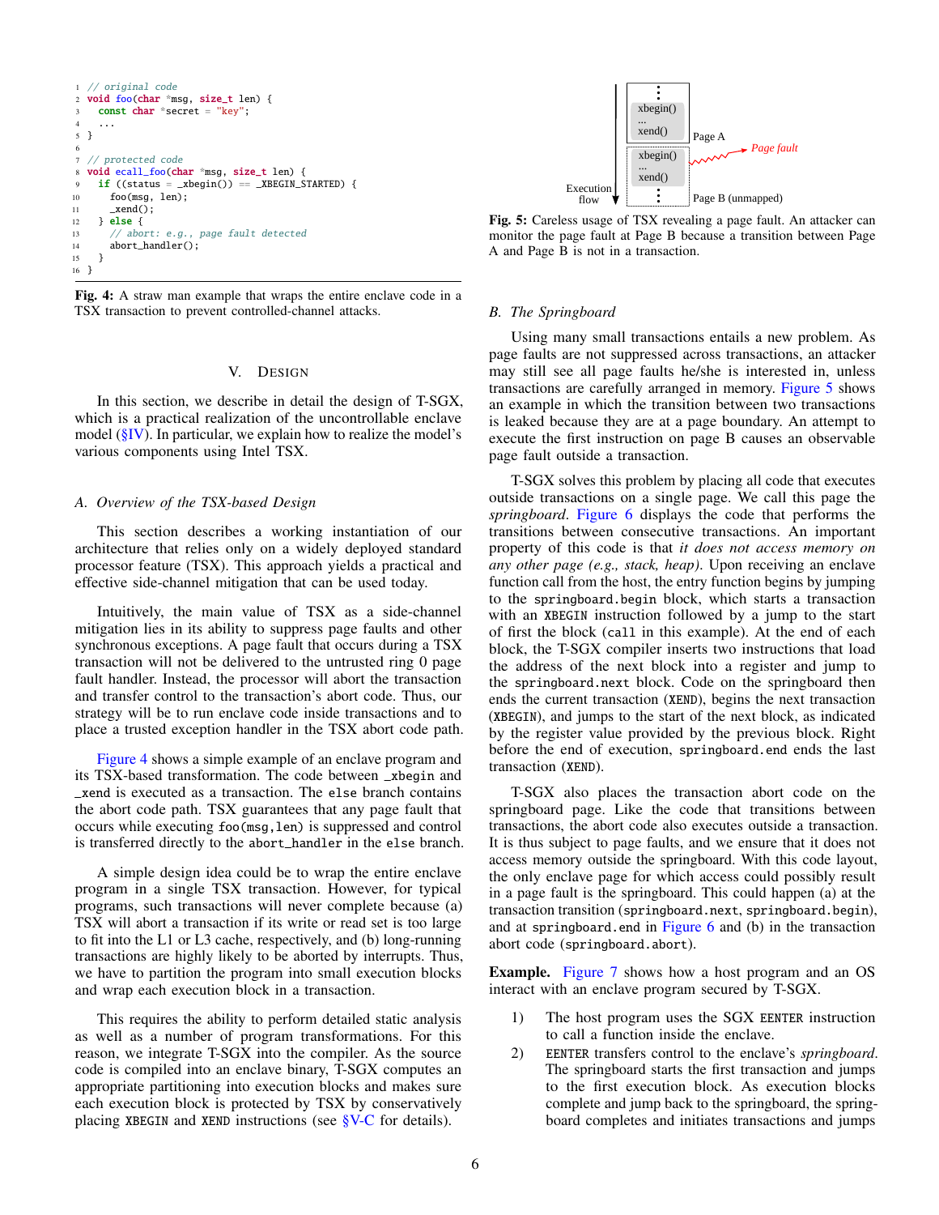```c
// original code
void foo(char *msg, size_t len) {
  const char *secret = "key";
  ...
}

// protected code
void ecall_foo(char *msg, size_t len) {
  if ((status = _xbegin()) == _XBEGIN_STARTED) {
    foo(msg, len);
    _xend();
  } else {
    // abort: e.g., page fault detected
    abort_handler();
  }
}
```

**Fig. 4:** A straw man example that wraps the entire enclave code in a TSX transaction to prevent controlled-channel attacks.

## V. Design

In this section, we describe in detail the design of T-SGX, which is a practical realization of the uncontrollable enclave model (§IV). In particular, we explain how to realize the model's various components using Intel TSX.

### A. Overview of the TSX-based Design

This section describes a working instantiation of our architecture that relies only on a widely deployed standard processor feature (TSX). This approach yields a practical and effective side-channel mitigation that can be used today.

Intuitively, the main value of TSX as a side-channel mitigation lies in its ability to suppress page faults and other synchronous exceptions. A page fault that occurs during a TSX transaction will not be delivered to the untrusted ring 0 page fault handler. Instead, the processor will abort the transaction and transfer control to the transaction's abort code. Thus, our strategy will be to run enclave code inside transactions and to place a trusted exception handler in the TSX abort code path.

Figure 4 shows a simple example of an enclave program and its TSX-based transformation. The code between `_xbegin` and `_xend` is executed as a transaction. The `else` branch contains the abort code path. TSX guarantees that any page fault that occurs while executing `foo(msg,len)` is suppressed and control is transferred directly to the `abort_handler` in the `else` branch.

A simple design idea could be to wrap the entire enclave program in a single TSX transaction. However, for typical programs, such transactions will never complete because (a) TSX will abort a transaction if its write or read set is too large to fit into the L1 or L3 cache, respectively, and (b) long-running transactions are highly likely to be aborted by interrupts. Thus, we have to partition the program into small execution blocks and wrap each execution block in a transaction.

This requires the ability to perform detailed static analysis as well as a number of program transformations. For this reason, we integrate T-SGX into the compiler. As the source code is compiled into an enclave binary, T-SGX computes an appropriate partitioning into execution blocks and makes sure each execution block is protected by TSX by conservatively placing `XBEGIN` and `XEND` instructions (see §V-C for details).

**Fig. 5:** Careless usage of TSX revealing a page fault. An attacker can monitor the page fault at Page B because a transition between Page A and Page B is not in a transaction.

### B. The Springboard

Using many small transactions entails a new problem. As page faults are not suppressed across transactions, an attacker may still see all page faults he/she is interested in, unless transactions are carefully arranged in memory. Figure 5 shows an example in which the transition between two transactions is leaked because they are at a page boundary. An attempt to execute the first instruction on page B causes an observable page fault outside a transaction.

T-SGX solves this problem by placing all code that executes outside transactions on a single page. We call this page the *springboard*. Figure 6 displays the code that performs the transitions between consecutive transactions. An important property of this code is that *it does not access memory on any other page (e.g., stack, heap)*. Upon receiving an enclave function call from the host, the entry function begins by jumping to the `springboard.begin` block, which starts a transaction with an `XBEGIN` instruction followed by a jump to the start of first the block (`call` in this example). At the end of each block, the T-SGX compiler inserts two instructions that load the address of the next block into a register and jump to the `springboard.next` block. Code on the springboard then ends the current transaction (`XEND`), begins the next transaction (`XBEGIN`), and jumps to the start of the next block, as indicated by the register value provided by the previous block. Right before the end of execution, `springboard.end` ends the last transaction (`XEND`).

T-SGX also places the transaction abort code on the springboard page. Like the code that transitions between transactions, the abort code also executes outside a transaction. It is thus subject to page faults, and we ensure that it does not access memory outside the springboard. With this code layout, the only enclave page for which access could possibly result in a page fault is the springboard. This could happen (a) at the transaction transition (`springboard.next`, `springboard.begin`), and at `springboard.end` in Figure 6 and (b) in the transaction abort code (`springboard.abort`).

**Example.** Figure 7 shows how a host program and an OS interact with an enclave program secured by T-SGX.

1) The host program uses the SGX `EENTER` instruction to call a function inside the enclave.
2) `EENTER` transfers control to the enclave's *springboard*. The springboard starts the first transaction and jumps to the first execution block. As execution blocks complete and jump back to the springboard, the springboard completes and initiates transactions and jumps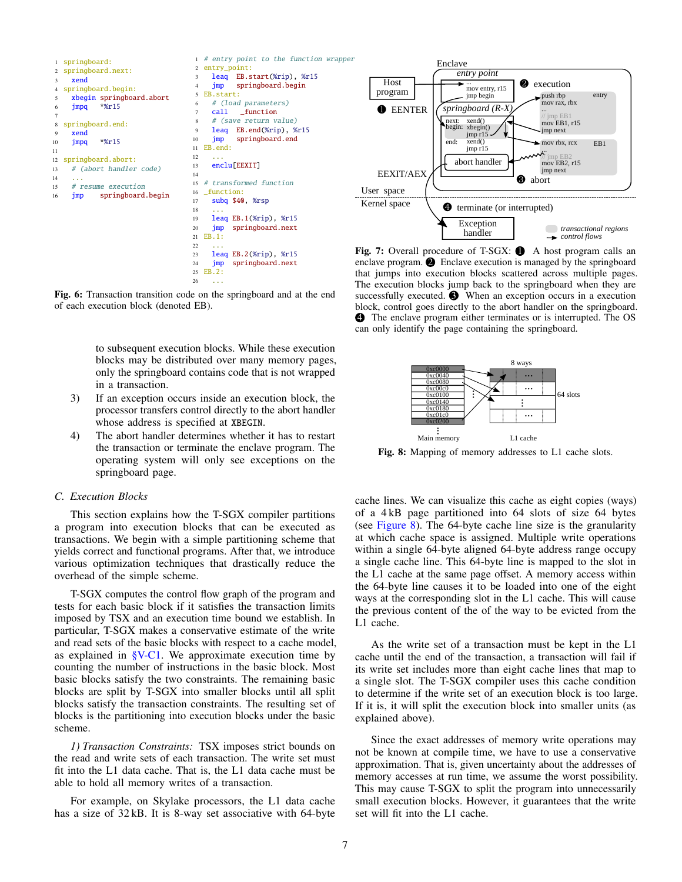```
1  springboard:
2  springboard.next:
3    xend
4  springboard.begin:
5    xbegin springboard.abort
6    jmpq    *%r15
7
8  springboard.end:
9    xend
10   jmpq    *%r15
11
12 springboard.abort:
13   # (abort handler code)
14   ...
15   # resume execution
16   jmp     springboard.begin
```

```
1  # entry point to the function wrapper
2  entry_point:
3    leaq  EB.start(%rip), %r15
4    jmp   springboard.begin
5  EB.start:
6    # (load parameters)
7    call    _function
8    # (save return value)
9    leaq  EB.end(%rip), %r15
10   jmp   springboard.end
11 EB.end:
12   ...
13   enclu[EEXIT]
14
15 # transformed function
16 _function:
17   subq $40, %rsp
18   ...
19   leaq EB.1(%rip), %r15
20   jmp  springboard.next
21 EB.1:
22   ...
23   leaq EB.2(%rip), %r15
24   jmp  springboard.next
25 EB.2:
26   ...
```

**Fig. 6:** Transaction transition code on the springboard and at the end of each execution block (denoted EB).

**Fig. 7:** Overall procedure of T-SGX: ❶ A host program calls an enclave program. ❷ Enclave execution is managed by the springboard that jumps into execution blocks scattered across multiple pages. The execution blocks jump back to the springboard when they are successfully executed. ❸ When an exception occurs in a execution block, control goes directly to the abort handler on the springboard. ❹ The enclave program either terminates or is interrupted. The OS can only identify the page containing the springboard.

to subsequent execution blocks. While these execution blocks may be distributed over many memory pages, only the springboard contains code that is not wrapped in a transaction.

3) If an exception occurs inside an execution block, the processor transfers control directly to the abort handler whose address is specified at XBEGIN.

4) The abort handler determines whether it has to restart the transaction or terminate the enclave program. The operating system will only see exceptions on the springboard page.

### C. Execution Blocks

This section explains how the T-SGX compiler partitions a program into execution blocks that can be executed as transactions. We begin with a simple partitioning scheme that yields correct and functional programs. After that, we introduce various optimization techniques that drastically reduce the overhead of the simple scheme.

T-SGX computes the control flow graph of the program and tests for each basic block if it satisfies the transaction limits imposed by TSX and an execution time bound we establish. In particular, T-SGX makes a conservative estimate of the write and read sets of the basic blocks with respect to a cache model, as explained in §V-C1. We approximate execution time by counting the number of instructions in the basic block. Most basic blocks satisfy the two constraints. The remaining basic blocks are split by T-SGX into smaller blocks until all split blocks satisfy the transaction constraints. The resulting set of blocks is the partitioning into execution blocks under the basic scheme.

*1) Transaction Constraints:* TSX imposes strict bounds on the read and write sets of each transaction. The write set must fit into the L1 data cache. That is, the L1 data cache must be able to hold all memory writes of a transaction.

For example, on Skylake processors, the L1 data cache has a size of 32 kB. It is 8-way set associative with 64-byte cache lines. We can visualize this cache as eight copies (ways) of a 4 kB page partitioned into 64 slots of size 64 bytes (see Figure 8). The 64-byte cache line size is the granularity at which cache space is assigned. Multiple write operations within a single 64-byte aligned 64-byte address range occupy a single cache line. This 64-byte line is mapped to the slot in the L1 cache at the same page offset. A memory access within the 64-byte line causes it to be loaded into one of the eight ways at the corresponding slot in the L1 cache. This will cause the previous content of the of the way to be evicted from the L1 cache.

**Fig. 8:** Mapping of memory addresses to L1 cache slots.

As the write set of a transaction must be kept in the L1 cache until the end of the transaction, a transaction will fail if its write set includes more than eight cache lines that map to a single slot. The T-SGX compiler uses this cache condition to determine if the write set of an execution block is too large. If it is, it will split the execution block into smaller units (as explained above).

Since the exact addresses of memory write operations may not be known at compile time, we have to use a conservative approximation. That is, given uncertainty about the addresses of memory accesses at run time, we assume the worst possibility. This may cause T-SGX to split the program into unnecessarily small execution blocks. However, it guarantees that the write set will fit into the L1 cache.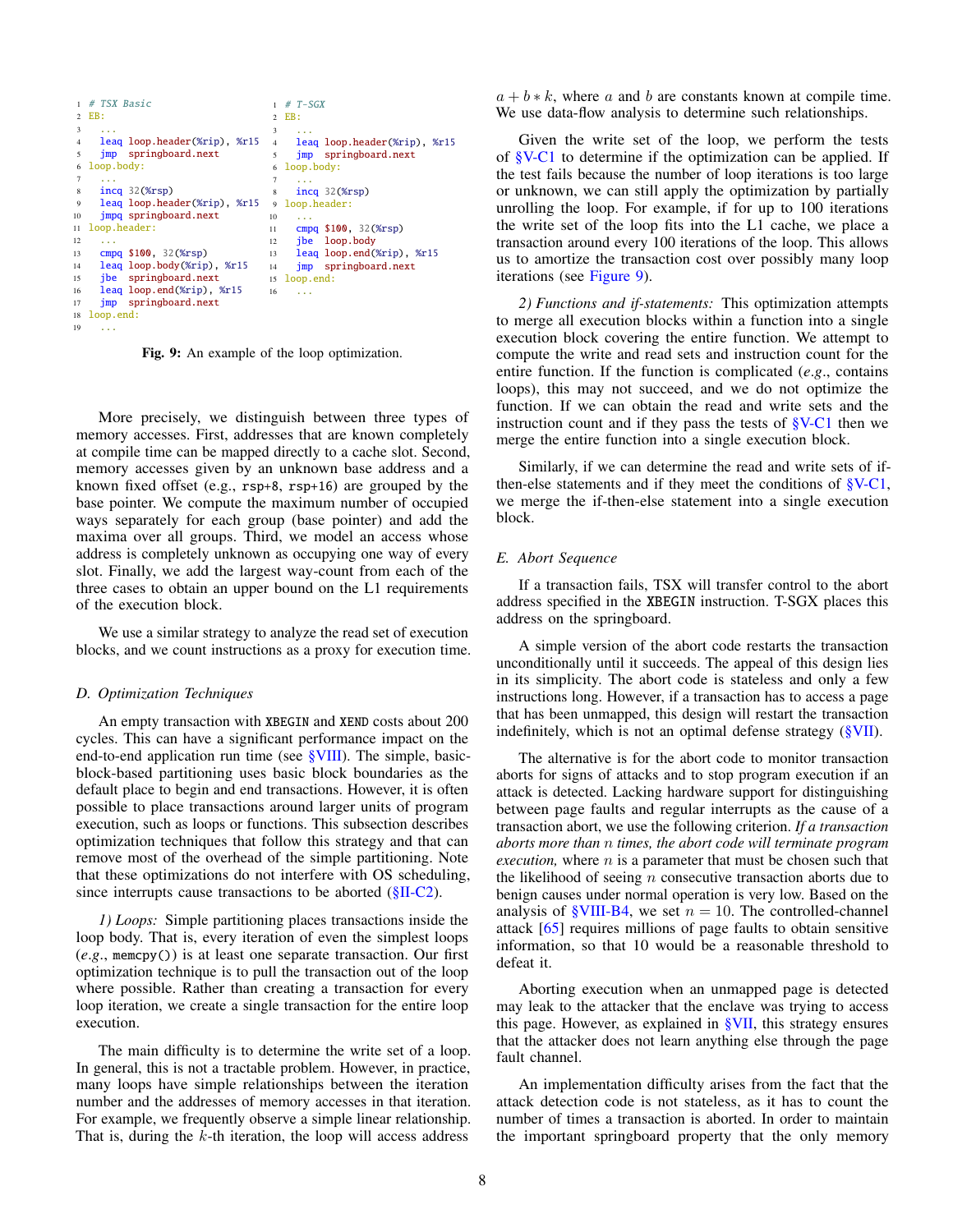```
1  # TSX Basic
2  EB:
3    ...
4    leaq loop.header(%rip), %r15
5    jmp  springboard.next
6  loop.body:
7    ...
8    incq 32(%rsp)
9    leaq loop.header(%rip), %r15
10   jmpq springboard.next
11 loop.header:
12   ...
13   cmpq $100, 32(%rsp)
14   leaq loop.body(%rip), %r15
15   jbe  springboard.next
16   leaq loop.end(%rip), %r15
17   jmp  springboard.next
18 loop.end:
19   ...
```

```
1  # T-SGX
2  EB:
3    ...
4    leaq loop.header(%rip), %r15
5    jmp  springboard.next
6  loop.body:
7    ...
8    incq 32(%rsp)
9  loop.header:
10   ...
11   cmpq $100, 32(%rsp)
12   jbe  loop.body
13   leaq loop.end(%rip), %r15
14   jmp  springboard.next
15 loop.end:
16   ...
```

**Fig. 9:** An example of the loop optimization.

More precisely, we distinguish between three types of memory accesses. First, addresses that are known completely at compile time can be mapped directly to a cache slot. Second, memory accesses given by an unknown base address and a known fixed offset (e.g., `rsp+8`, `rsp+16`) are grouped by the base pointer. We compute the maximum number of occupied ways separately for each group (base pointer) and add the maxima over all groups. Third, we model an access whose address is completely unknown as occupying one way of every slot. Finally, we add the largest way-count from each of the three cases to obtain an upper bound on the L1 requirements of the execution block.

We use a similar strategy to analyze the read set of execution blocks, and we count instructions as a proxy for execution time.

### D. Optimization Techniques

An empty transaction with `XBEGIN` and `XEND` costs about 200 cycles. This can have a significant performance impact on the end-to-end application run time (see §VIII). The simple, basic-block-based partitioning uses basic block boundaries as the default place to begin and end transactions. However, it is often possible to place transactions around larger units of program execution, such as loops or functions. This subsection describes optimization techniques that follow this strategy and that can remove most of the overhead of the simple partitioning. Note that these optimizations do not interfere with OS scheduling, since interrupts cause transactions to be aborted (§II-C2).

*1) Loops:* Simple partitioning places transactions inside the loop body. That is, every iteration of even the simplest loops (*e.g.*, `memcpy()`) is at least one separate transaction. Our first optimization technique is to pull the transaction out of the loop where possible. Rather than creating a transaction for every loop iteration, we create a single transaction for the entire loop execution.

The main difficulty is to determine the write set of a loop. In general, this is not a tractable problem. However, in practice, many loops have simple relationships between the iteration number and the addresses of memory accesses in that iteration. For example, we frequently observe a simple linear relationship. That is, during the $k$-th iteration, the loop will access address $a + b * k$, where $a$ and $b$ are constants known at compile time. We use data-flow analysis to determine such relationships.

Given the write set of the loop, we perform the tests of §V-C1 to determine if the optimization can be applied. If the test fails because the number of loop iterations is too large or unknown, we can still apply the optimization by partially unrolling the loop. For example, if for up to 100 iterations the write set of the loop fits into the L1 cache, we place a transaction around every 100 iterations of the loop. This allows us to amortize the transaction cost over possibly many loop iterations (see Figure 9).

*2) Functions and if-statements:* This optimization attempts to merge all execution blocks within a function into a single execution block covering the entire function. We attempt to compute the write and read sets and instruction count for the entire function. If the function is complicated (*e.g.*, contains loops), this may not succeed, and we do not optimize the function. If we can obtain the read and write sets and the instruction count and if they pass the tests of §V-C1 then we merge the entire function into a single execution block.

Similarly, if we can determine the read and write sets of if-then-else statements and if they meet the conditions of §V-C1, we merge the if-then-else statement into a single execution block.

### E. Abort Sequence

If a transaction fails, TSX will transfer control to the abort address specified in the `XBEGIN` instruction. T-SGX places this address on the springboard.

A simple version of the abort code restarts the transaction unconditionally until it succeeds. The appeal of this design lies in its simplicity. The abort code is stateless and only a few instructions long. However, if a transaction has to access a page that has been unmapped, this design will restart the transaction indefinitely, which is not an optimal defense strategy (§VII).

The alternative is for the abort code to monitor transaction aborts for signs of attacks and to stop program execution if an attack is detected. Lacking hardware support for distinguishing between page faults and regular interrupts as the cause of a transaction abort, we use the following criterion. *If a transaction aborts more than $n$ times, the abort code will terminate program execution,* where $n$ is a parameter that must be chosen such that the likelihood of seeing $n$ consecutive transaction aborts due to benign causes under normal operation is very low. Based on the analysis of §VIII-B4, we set $n = 10$. The controlled-channel attack [65] requires millions of page faults to obtain sensitive information, so that 10 would be a reasonable threshold to defeat it.

Aborting execution when an unmapped page is detected may leak to the attacker that the enclave was trying to access this page. However, as explained in §VII, this strategy ensures that the attacker does not learn anything else through the page fault channel.

An implementation difficulty arises from the fact that the attack detection code is not stateless, as it has to count the number of times a transaction is aborted. In order to maintain the important springboard property that the only memory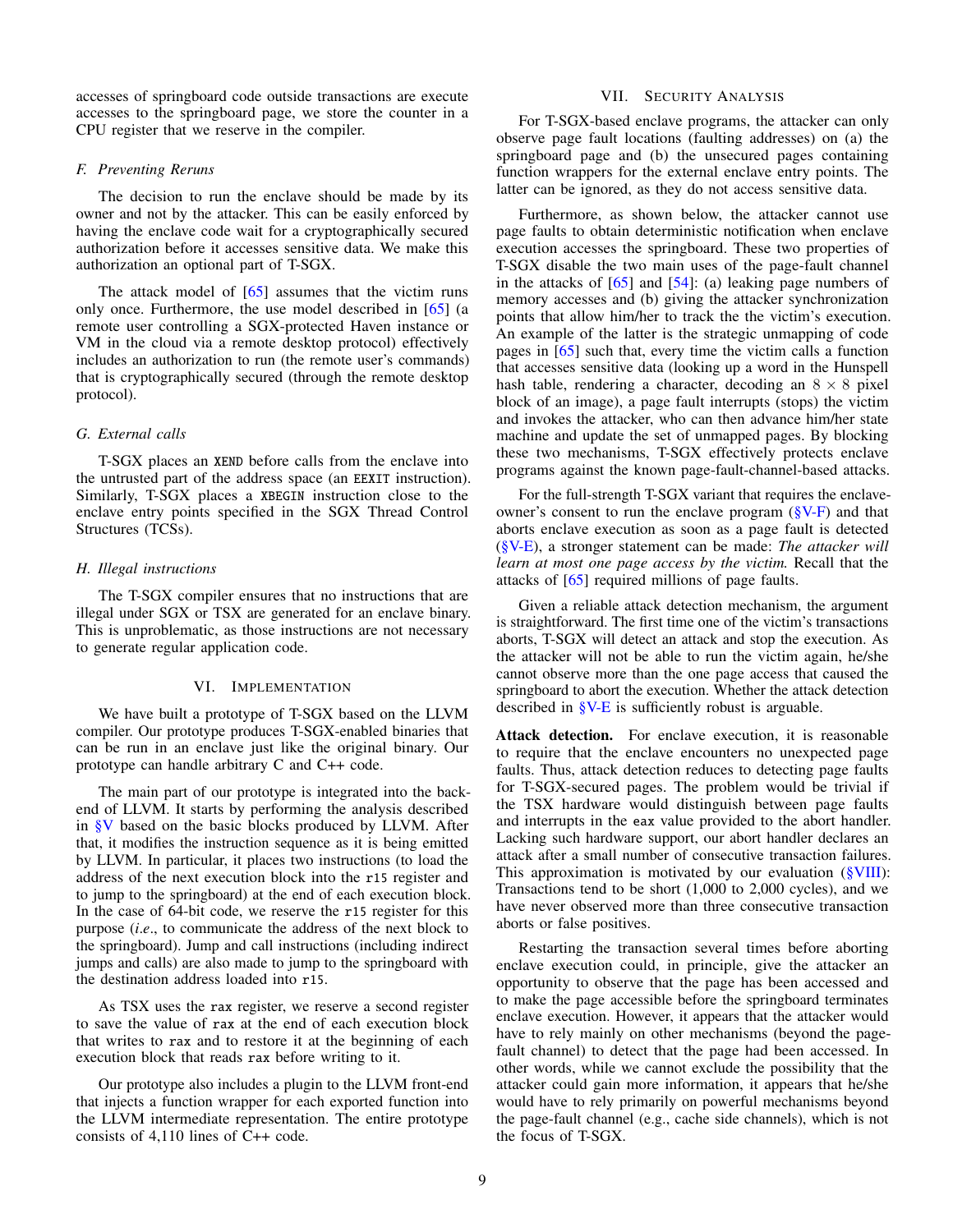accesses of springboard code outside transactions are execute accesses to the springboard page, we store the counter in a CPU register that we reserve in the compiler.

### F. Preventing Reruns

The decision to run the enclave should be made by its owner and not by the attacker. This can be easily enforced by having the enclave code wait for a cryptographically secured authorization before it accesses sensitive data. We make this authorization an optional part of T-SGX.

The attack model of [65] assumes that the victim runs only once. Furthermore, the use model described in [65] (a remote user controlling a SGX-protected Haven instance or VM in the cloud via a remote desktop protocol) effectively includes an authorization to run (the remote user's commands) that is cryptographically secured (through the remote desktop protocol).

### G. External calls

T-SGX places an `XEND` before calls from the enclave into the untrusted part of the address space (an `EEXIT` instruction). Similarly, T-SGX places a `XBEGIN` instruction close to the enclave entry points specified in the SGX Thread Control Structures (TCSs).

### H. Illegal instructions

The T-SGX compiler ensures that no instructions that are illegal under SGX or TSX are generated for an enclave binary. This is unproblematic, as those instructions are not necessary to generate regular application code.

## VI. Implementation

We have built a prototype of T-SGX based on the LLVM compiler. Our prototype produces T-SGX-enabled binaries that can be run in an enclave just like the original binary. Our prototype can handle arbitrary C and C++ code.

The main part of our prototype is integrated into the back-end of LLVM. It starts by performing the analysis described in §V based on the basic blocks produced by LLVM. After that, it modifies the instruction sequence as it is being emitted by LLVM. In particular, it places two instructions (to load the address of the next execution block into the `r15` register and to jump to the springboard) at the end of each execution block. In the case of 64-bit code, we reserve the `r15` register for this purpose (*i.e*., to communicate the address of the next block to the springboard). Jump and call instructions (including indirect jumps and calls) are also made to jump to the springboard with the destination address loaded into `r15`.

As TSX uses the `rax` register, we reserve a second register to save the value of `rax` at the end of each execution block that writes to `rax` and to restore it at the beginning of each execution block that reads `rax` before writing to it.

Our prototype also includes a plugin to the LLVM front-end that injects a function wrapper for each exported function into the LLVM intermediate representation. The entire prototype consists of 4,110 lines of C++ code.

## VII. Security Analysis

For T-SGX-based enclave programs, the attacker can only observe page fault locations (faulting addresses) on (a) the springboard page and (b) the unsecured pages containing function wrappers for the external enclave entry points. The latter can be ignored, as they do not access sensitive data.

Furthermore, as shown below, the attacker cannot use page faults to obtain deterministic notification when enclave execution accesses the springboard. These two properties of T-SGX disable the two main uses of the page-fault channel in the attacks of [65] and [54]: (a) leaking page numbers of memory accesses and (b) giving the attacker synchronization points that allow him/her to track the the victim's execution. An example of the latter is the strategic unmapping of code pages in [65] such that, every time the victim calls a function that accesses sensitive data (looking up a word in the Hunspell hash table, rendering a character, decoding an $8 \times 8$ pixel block of an image), a page fault interrupts (stops) the victim and invokes the attacker, who can then advance him/her state machine and update the set of unmapped pages. By blocking these two mechanisms, T-SGX effectively protects enclave programs against the known page-fault-channel-based attacks.

For the full-strength T-SGX variant that requires the enclave-owner's consent to run the enclave program (§V-F) and that aborts enclave execution as soon as a page fault is detected (§V-E), a stronger statement can be made: *The attacker will learn at most one page access by the victim.* Recall that the attacks of [65] required millions of page faults.

Given a reliable attack detection mechanism, the argument is straightforward. The first time one of the victim's transactions aborts, T-SGX will detect an attack and stop the execution. As the attacker will not be able to run the victim again, he/she cannot observe more than the one page access that caused the springboard to abort the execution. Whether the attack detection described in §V-E is sufficiently robust is arguable.

**Attack detection.** For enclave execution, it is reasonable to require that the enclave encounters no unexpected page faults. Thus, attack detection reduces to detecting page faults for T-SGX-secured pages. The problem would be trivial if the TSX hardware would distinguish between page faults and interrupts in the `eax` value provided to the abort handler. Lacking such hardware support, our abort handler declares an attack after a small number of consecutive transaction failures. This approximation is motivated by our evaluation (§VIII): Transactions tend to be short (1,000 to 2,000 cycles), and we have never observed more than three consecutive transaction aborts or false positives.

Restarting the transaction several times before aborting enclave execution could, in principle, give the attacker an opportunity to observe that the page has been accessed and to make the page accessible before the springboard terminates enclave execution. However, it appears that the attacker would have to rely mainly on other mechanisms (beyond the page-fault channel) to detect that the page had been accessed. In other words, while we cannot exclude the possibility that the attacker could gain more information, it appears that he/she would have to rely primarily on powerful mechanisms beyond the page-fault channel (e.g., cache side channels), which is not the focus of T-SGX.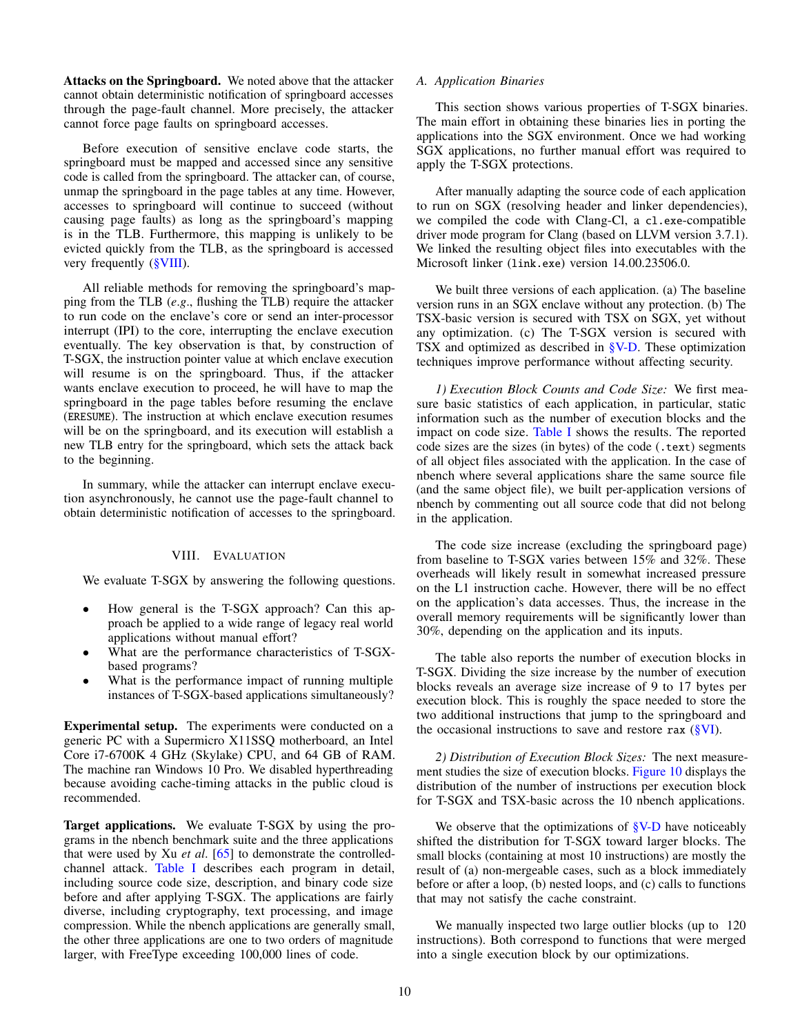**Attacks on the Springboard.** We noted above that the attacker cannot obtain deterministic notification of springboard accesses through the page-fault channel. More precisely, the attacker cannot force page faults on springboard accesses.

Before execution of sensitive enclave code starts, the springboard must be mapped and accessed since any sensitive code is called from the springboard. The attacker can, of course, unmap the springboard in the page tables at any time. However, accesses to springboard will continue to succeed (without causing page faults) as long as the springboard's mapping is in the TLB. Furthermore, this mapping is unlikely to be evicted quickly from the TLB, as the springboard is accessed very frequently (§VIII).

All reliable methods for removing the springboard's mapping from the TLB (*e.g.*, flushing the TLB) require the attacker to run code on the enclave's core or send an inter-processor interrupt (IPI) to the core, interrupting the enclave execution eventually. The key observation is that, by construction of T-SGX, the instruction pointer value at which enclave execution will resume is on the springboard. Thus, if the attacker wants enclave execution to proceed, he will have to map the springboard in the page tables before resuming the enclave (`ERESUME`). The instruction at which enclave execution resumes will be on the springboard, and its execution will establish a new TLB entry for the springboard, which sets the attack back to the beginning.

In summary, while the attacker can interrupt enclave execution asynchronously, he cannot use the page-fault channel to obtain deterministic notification of accesses to the springboard.

## VIII. Evaluation

We evaluate T-SGX by answering the following questions.

- How general is the T-SGX approach? Can this approach be applied to a wide range of legacy real world applications without manual effort?
- What are the performance characteristics of T-SGX-based programs?
- What is the performance impact of running multiple instances of T-SGX-based applications simultaneously?

**Experimental setup.** The experiments were conducted on a generic PC with a Supermicro X11SSQ motherboard, an Intel Core i7-6700K 4 GHz (Skylake) CPU, and 64 GB of RAM. The machine ran Windows 10 Pro. We disabled hyperthreading because avoiding cache-timing attacks in the public cloud is recommended.

**Target applications.** We evaluate T-SGX by using the programs in the nbench benchmark suite and the three applications that were used by Xu *et al.* [65] to demonstrate the controlled-channel attack. Table I describes each program in detail, including source code size, description, and binary code size before and after applying T-SGX. The applications are fairly diverse, including cryptography, text processing, and image compression. While the nbench applications are generally small, the other three applications are one to two orders of magnitude larger, with FreeType exceeding 100,000 lines of code.

### A. Application Binaries

This section shows various properties of T-SGX binaries. The main effort in obtaining these binaries lies in porting the applications into the SGX environment. Once we had working SGX applications, no further manual effort was required to apply the T-SGX protections.

After manually adapting the source code of each application to run on SGX (resolving header and linker dependencies), we compiled the code with Clang-Cl, a `cl.exe`-compatible driver mode program for Clang (based on LLVM version 3.7.1). We linked the resulting object files into executables with the Microsoft linker (`link.exe`) version 14.00.23506.0.

We built three versions of each application. (a) The baseline version runs in an SGX enclave without any protection. (b) The TSX-basic version is secured with TSX on SGX, yet without any optimization. (c) The T-SGX version is secured with TSX and optimized as described in §V-D. These optimization techniques improve performance without affecting security.

*1) Execution Block Counts and Code Size:* We first measure basic statistics of each application, in particular, static information such as the number of execution blocks and the impact on code size. Table I shows the results. The reported code sizes are the sizes (in bytes) of the code (`.text`) segments of all object files associated with the application. In the case of nbench where several applications share the same source file (and the same object file), we built per-application versions of nbench by commenting out all source code that did not belong in the application.

The code size increase (excluding the springboard page) from baseline to T-SGX varies between 15% and 32%. These overheads will likely result in somewhat increased pressure on the L1 instruction cache. However, there will be no effect on the application's data accesses. Thus, the increase in the overall memory requirements will be significantly lower than 30%, depending on the application and its inputs.

The table also reports the number of execution blocks in T-SGX. Dividing the size increase by the number of execution blocks reveals an average size increase of 9 to 17 bytes per execution block. This is roughly the space needed to store the two additional instructions that jump to the springboard and the occasional instructions to save and restore `rax` (§VI).

*2) Distribution of Execution Block Sizes:* The next measurement studies the size of execution blocks. Figure 10 displays the distribution of the number of instructions per execution block for T-SGX and TSX-basic across the 10 nbench applications.

We observe that the optimizations of §V-D have noticeably shifted the distribution for T-SGX toward larger blocks. The small blocks (containing at most 10 instructions) are mostly the result of (a) non-mergeable cases, such as a block immediately before or after a loop, (b) nested loops, and (c) calls to functions that may not satisfy the cache constraint.

We manually inspected two large outlier blocks (up to 120 instructions). Both correspond to functions that were merged into a single execution block by our optimizations.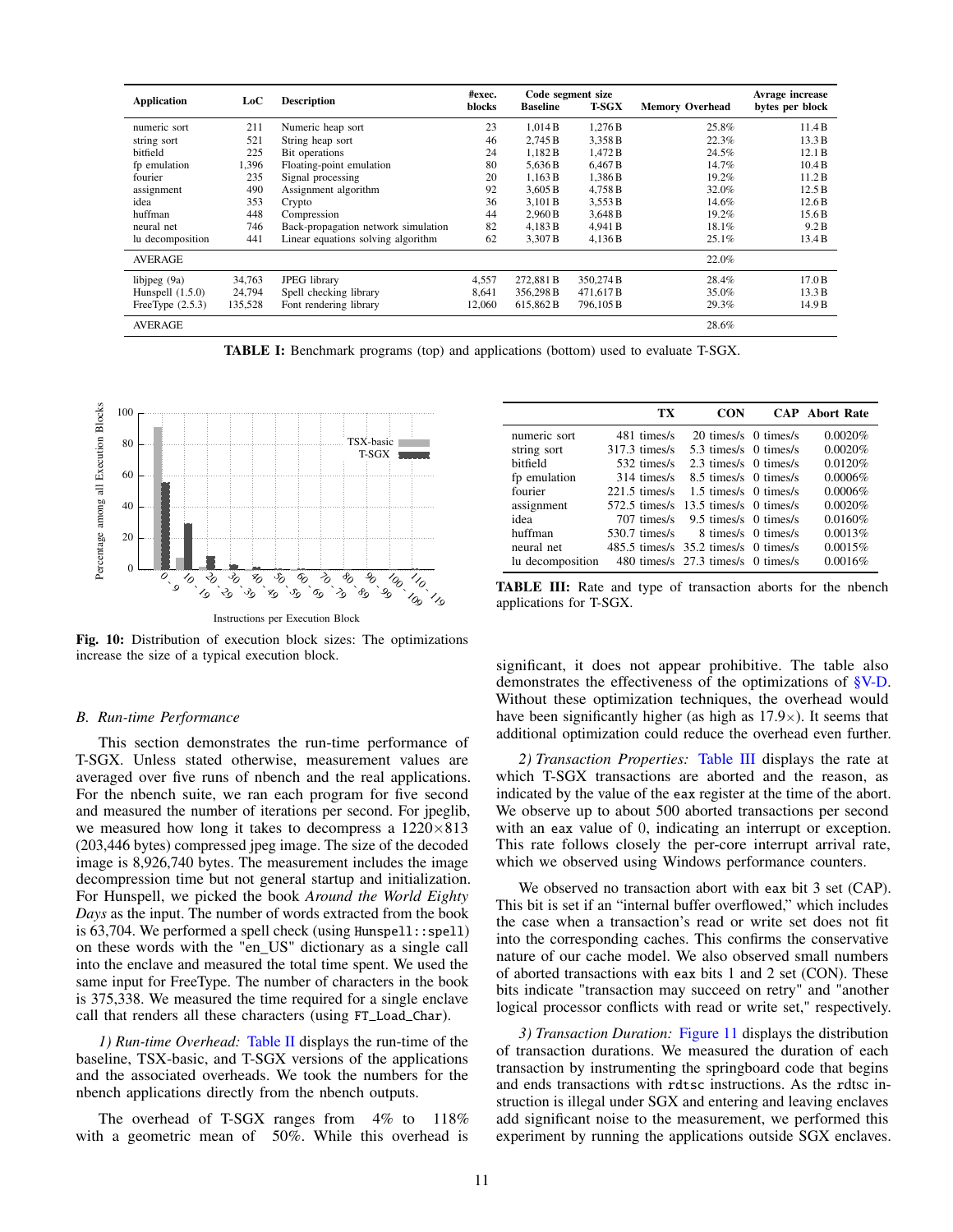| Application | LoC | Description | #exec. blocks | Code segment size Baseline | T-SGX | Memory Overhead | Avrage increase bytes per block |
|---|---|---|---|---|---|---|---|
| numeric sort | 211 | Numeric heap sort | 23 | 1,014 B | 1,276 B | 25.8% | 11.4 B |
| string sort | 521 | String heap sort | 46 | 2,745 B | 3,358 B | 22.3% | 13.3 B |
| bitfield | 225 | Bit operations | 24 | 1,182 B | 1,472 B | 24.5% | 12.1 B |
| fp emulation | 1,396 | Floating-point emulation | 80 | 5,636 B | 6,467 B | 14.7% | 10.4 B |
| fourier | 235 | Signal processing | 20 | 1,163 B | 1,386 B | 19.2% | 11.2 B |
| assignment | 490 | Assignment algorithm | 92 | 3,605 B | 4,758 B | 32.0% | 12.5 B |
| idea | 353 | Crypto | 36 | 3,101 B | 3,553 B | 14.6% | 12.6 B |
| huffman | 448 | Compression | 44 | 2,960 B | 3,648 B | 19.2% | 15.6 B |
| neural net | 746 | Back-propagation network simulation | 82 | 4,183 B | 4,941 B | 18.1% | 9.2 B |
| lu decomposition | 441 | Linear equations solving algorithm | 62 | 3,307 B | 4,136 B | 25.1% | 13.4 B |
| AVERAGE | | | | | | 22.0% | |
| libjpeg (9a) | 34,763 | JPEG library | 4,557 | 272,881 B | 350,274 B | 28.4% | 17.0 B |
| Hunspell (1.5.0) | 24,794 | Spell checking library | 8,641 | 356,298 B | 471,617 B | 35.0% | 13.3 B |
| FreeType (2.5.3) | 135,528 | Font rendering library | 12,060 | 615,862 B | 796,105 B | 29.3% | 14.9 B |
| AVERAGE | | | | | | 28.6% | |

**TABLE I:** Benchmark programs (top) and applications (bottom) used to evaluate T-SGX.

**Fig. 10:** Distribution of execution block sizes: The optimizations increase the size of a typical execution block.

| | TX | CON | CAP | Abort Rate |
|---|---|---|---|---|
| numeric sort | 481 times/s | 20 times/s | 0 times/s | 0.0020% |
| string sort | 317.3 times/s | 5.3 times/s | 0 times/s | 0.0020% |
| bitfield | 532 times/s | 2.3 times/s | 0 times/s | 0.0120% |
| fp emulation | 314 times/s | 8.5 times/s | 0 times/s | 0.0006% |
| fourier | 221.5 times/s | 1.5 times/s | 0 times/s | 0.0006% |
| assignment | 572.5 times/s | 13.5 times/s | 0 times/s | 0.0020% |
| idea | 707 times/s | 9.5 times/s | 0 times/s | 0.0160% |
| huffman | 530.7 times/s | 8 times/s | 0 times/s | 0.0013% |
| neural net | 485.5 times/s | 35.2 times/s | 0 times/s | 0.0015% |
| lu decomposition | 480 times/s | 27.3 times/s | 0 times/s | 0.0016% |

**TABLE III:** Rate and type of transaction aborts for the nbench applications for T-SGX.

### B. Run-time Performance

This section demonstrates the run-time performance of T-SGX. Unless stated otherwise, measurement values are averaged over five runs of nbench and the real applications. For the nbench suite, we ran each program for five second and measured the number of iterations per second. For jpeglib, we measured how long it takes to decompress a 1220×813 (203,446 bytes) compressed jpeg image. The size of the decoded image is 8,926,740 bytes. The measurement includes the image decompression time but not general startup and initialization. For Hunspell, we picked the book *Around the World Eighty Days* as the input. The number of words extracted from the book is 63,704. We performed a spell check (using `Hunspell::spell`) on these words with the "en_US" dictionary as a single call into the enclave and measured the total time spent. We used the same input for FreeType. The number of characters in the book is 375,338. We measured the time required for a single enclave call that renders all these characters (using `FT_Load_Char`).

*1) Run-time Overhead:* Table II displays the run-time of the baseline, TSX-basic, and T-SGX versions of the applications and the associated overheads. We took the numbers for the nbench applications directly from the nbench outputs.

The overhead of T-SGX ranges from 4% to 118% with a geometric mean of 50%. While this overhead is significant, it does not appear prohibitive. The table also demonstrates the effectiveness of the optimizations of §V-D. Without these optimization techniques, the overhead would have been significantly higher (as high as 17.9×). It seems that additional optimization could reduce the overhead even further.

*2) Transaction Properties:* Table III displays the rate at which T-SGX transactions are aborted and the reason, as indicated by the value of the `eax` register at the time of the abort. We observe up to about 500 aborted transactions per second with an `eax` value of 0, indicating an interrupt or exception. This rate follows closely the per-core interrupt arrival rate, which we observed using Windows performance counters.

We observed no transaction abort with `eax` bit 3 set (CAP). This bit is set if an "internal buffer overflowed," which includes the case when a transaction's read or write set does not fit into the corresponding caches. This confirms the conservative nature of our cache model. We also observed small numbers of aborted transactions with `eax` bits 1 and 2 set (CON). These bits indicate "transaction may succeed on retry" and "another logical processor conflicts with read or write set," respectively.

*3) Transaction Duration:* Figure 11 displays the distribution of transaction durations. We measured the duration of each transaction by instrumenting the springboard code that begins and ends transactions with `rdtsc` instructions. As the rdtsc instruction is illegal under SGX and entering and leaving enclaves add significant noise to the measurement, we performed this experiment by running the applications outside SGX enclaves.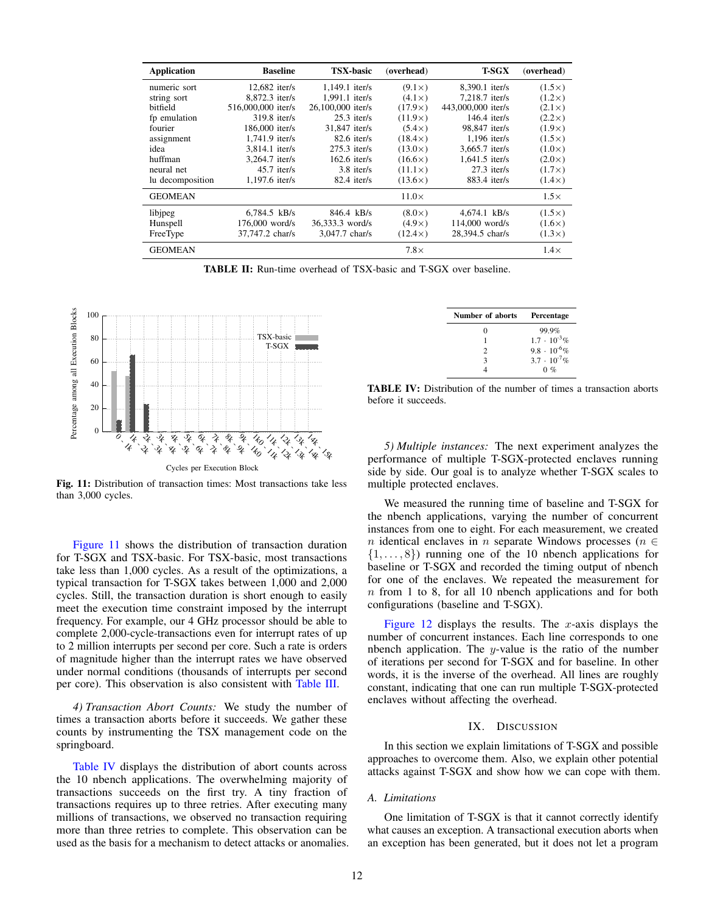| Application | Baseline | TSX-basic | (overhead) | T-SGX | (overhead) |
|---|---|---|---|---|---|
| numeric sort | 12,682 iter/s | 1,149.1 iter/s | (9.1×) | 8,390.1 iter/s | (1.5×) |
| string sort | 8,872.3 iter/s | 1,991.1 iter/s | (4.1×) | 7,218.7 iter/s | (1.2×) |
| bitfield | 516,000,000 iter/s | 26,100,000 iter/s | (17.9×) | 443,000,000 iter/s | (2.1×) |
| fp emulation | 319.8 iter/s | 25.3 iter/s | (11.9×) | 146.4 iter/s | (2.2×) |
| fourier | 186,000 iter/s | 31,847 iter/s | (5.4×) | 98,847 iter/s | (1.9×) |
| assignment | 1,741.9 iter/s | 82.6 iter/s | (18.4×) | 1,196 iter/s | (1.5×) |
| idea | 3,814.1 iter/s | 275.3 iter/s | (13.0×) | 3,665.7 iter/s | (1.0×) |
| huffman | 3,264.7 iter/s | 162.6 iter/s | (16.6×) | 1,641.5 iter/s | (2.0×) |
| neural net | 45.7 iter/s | 3.8 iter/s | (11.1×) | 27.3 iter/s | (1.7×) |
| lu decomposition | 1,197.6 iter/s | 82.4 iter/s | (13.6×) | 883.4 iter/s | (1.4×) |
| GEOMEAN | | | 11.0× | | 1.5× |
| libjpeg | 6,784.5 kB/s | 846.4 kB/s | (8.0×) | 4,674.1 kB/s | (1.5×) |
| Hunspell | 176,000 word/s | 36,333.3 word/s | (4.9×) | 114,000 word/s | (1.6×) |
| FreeType | 37,747.2 char/s | 3,047.7 char/s | (12.4×) | 28,394.5 char/s | (1.3×) |
| GEOMEAN | | | 7.8× | | 1.4× |

**TABLE II:** Run-time overhead of TSX-basic and T-SGX over baseline.

**Fig. 11:** Distribution of transaction times: Most transactions take less than 3,000 cycles.

Figure 11 shows the distribution of transaction duration for T-SGX and TSX-basic. For TSX-basic, most transactions take less than 1,000 cycles. As a result of the optimizations, a typical transaction for T-SGX takes between 1,000 and 2,000 cycles. Still, the transaction duration is short enough to easily meet the execution time constraint imposed by the interrupt frequency. For example, our 4 GHz processor should be able to complete 2,000-cycle-transactions even for interrupt rates of up to 2 million interrupts per second per core. Such a rate is orders of magnitude higher than the interrupt rates we have observed under normal conditions (thousands of interrupts per second per core). This observation is also consistent with Table III.

*4) Transaction Abort Counts:* We study the number of times a transaction aborts before it succeeds. We gather these counts by instrumenting the TSX management code on the springboard.

Table IV displays the distribution of abort counts across the 10 nbench applications. The overwhelming majority of transactions succeeds on the first try. A tiny fraction of transactions requires up to three retries. After executing many millions of transactions, we observed no transaction requiring more than three retries to complete. This observation can be used as the basis for a mechanism to detect attacks or anomalies.

| Number of aborts | Percentage |
|---|---|
| 0 | 99.9% |
| 1 | $1.7 \cdot 10^{-3}$% |
| 2 | $9.8 \cdot 10^{-6}$% |
| 3 | $3.7 \cdot 10^{-7}$% |
| 4 | 0 % |

**TABLE IV:** Distribution of the number of times a transaction aborts before it succeeds.

*5) Multiple instances:* The next experiment analyzes the performance of multiple T-SGX-protected enclaves running side by side. Our goal is to analyze whether T-SGX scales to multiple protected enclaves.

We measured the running time of baseline and T-SGX for the nbench applications, varying the number of concurrent instances from one to eight. For each measurement, we created $n$ identical enclaves in $n$ separate Windows processes ($n \in \{1, \ldots, 8\}$) running one of the 10 nbench applications for baseline or T-SGX and recorded the timing output of nbench for one of the enclaves. We repeated the measurement for $n$ from 1 to 8, for all 10 nbench applications and for both configurations (baseline and T-SGX).

Figure 12 displays the results. The $x$-axis displays the number of concurrent instances. Each line corresponds to one nbench application. The $y$-value is the ratio of the number of iterations per second for T-SGX and for baseline. In other words, it is the inverse of the overhead. All lines are roughly constant, indicating that one can run multiple T-SGX-protected enclaves without affecting the overhead.

## IX. Discussion

In this section we explain limitations of T-SGX and possible approaches to overcome them. Also, we explain other potential attacks against T-SGX and show how we can cope with them.

### A. Limitations

One limitation of T-SGX is that it cannot correctly identify what causes an exception. A transactional execution aborts when an exception has been generated, but it does not let a program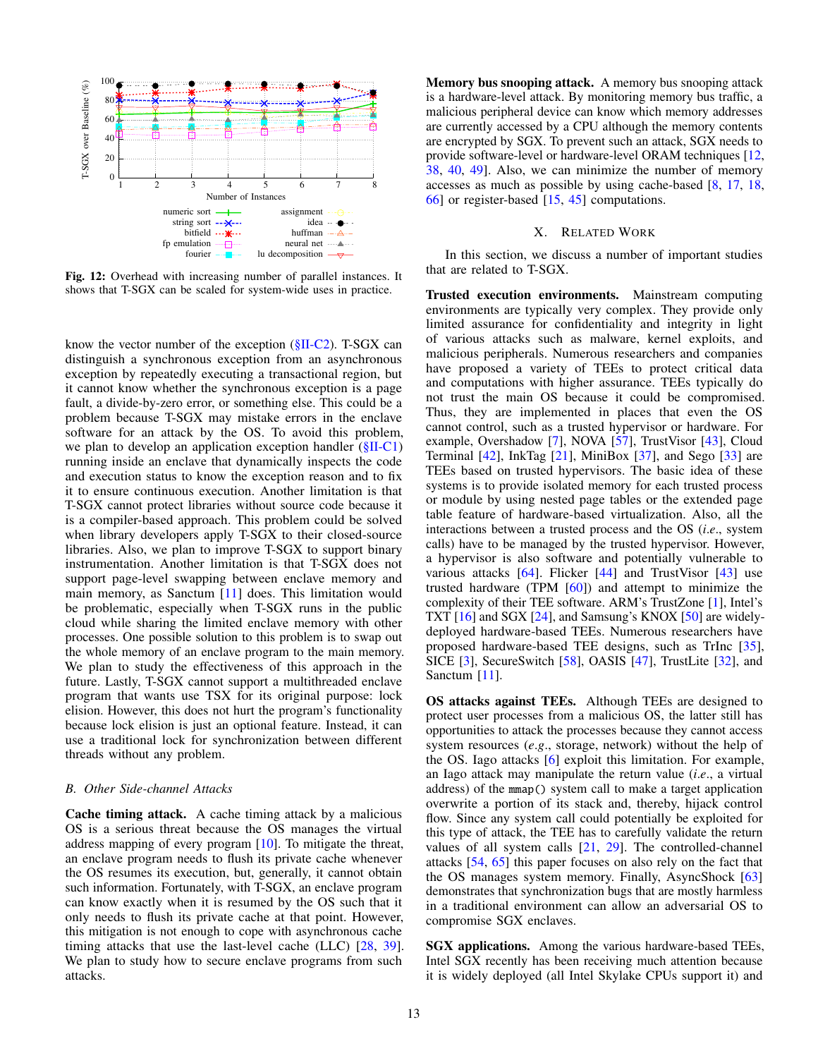Fig. 12: Overhead with increasing number of parallel instances. It shows that T-SGX can be scaled for system-wide uses in practice.

know the vector number of the exception (§II-C2). T-SGX can distinguish a synchronous exception from an asynchronous exception by repeatedly executing a transactional region, but it cannot know whether the synchronous exception is a page fault, a divide-by-zero error, or something else. This could be a problem because T-SGX may mistake errors in the enclave software for an attack by the OS. To avoid this problem, we plan to develop an application exception handler (§II-C1) running inside an enclave that dynamically inspects the code and execution status to know the exception reason and to fix it to ensure continuous execution. Another limitation is that T-SGX cannot protect libraries without source code because it is a compiler-based approach. This problem could be solved when library developers apply T-SGX to their closed-source libraries. Also, we plan to improve T-SGX to support binary instrumentation. Another limitation is that T-SGX does not support page-level swapping between enclave memory and main memory, as Sanctum [11] does. This limitation would be problematic, especially when T-SGX runs in the public cloud while sharing the limited enclave memory with other processes. One possible solution to this problem is to swap out the whole memory of an enclave program to the main memory. We plan to study the effectiveness of this approach in the future. Lastly, T-SGX cannot support a multithreaded enclave program that wants use TSX for its original purpose: lock elision. However, this does not hurt the program's functionality because lock elision is just an optional feature. Instead, it can use a traditional lock for synchronization between different threads without any problem.

### B. Other Side-channel Attacks

**Cache timing attack.** A cache timing attack by a malicious OS is a serious threat because the OS manages the virtual address mapping of every program [10]. To mitigate the threat, an enclave program needs to flush its private cache whenever the OS resumes its execution, but, generally, it cannot obtain such information. Fortunately, with T-SGX, an enclave program can know exactly when it is resumed by the OS such that it only needs to flush its private cache at that point. However, this mitigation is not enough to cope with asynchronous cache timing attacks that use the last-level cache (LLC) [28, 39]. We plan to study how to secure enclave programs from such attacks.

**Memory bus snooping attack.** A memory bus snooping attack is a hardware-level attack. By monitoring memory bus traffic, a malicious peripheral device can know which memory addresses are currently accessed by a CPU although the memory contents are encrypted by SGX. To prevent such an attack, SGX needs to provide software-level or hardware-level ORAM techniques [12, 38, 40, 49]. Also, we can minimize the number of memory accesses as much as possible by using cache-based [8, 17, 18, 66] or register-based [15, 45] computations.

## X. Related Work

In this section, we discuss a number of important studies that are related to T-SGX.

**Trusted execution environments.** Mainstream computing environments are typically very complex. They provide only limited assurance for confidentiality and integrity in light of various attacks such as malware, kernel exploits, and malicious peripherals. Numerous researchers and companies have proposed a variety of TEEs to protect critical data and computations with higher assurance. TEEs typically do not trust the main OS because it could be compromised. Thus, they are implemented in places that even the OS cannot control, such as a trusted hypervisor or hardware. For example, Overshadow [7], NOVA [57], TrustVisor [43], Cloud Terminal [42], InkTag [21], MiniBox [37], and Sego [33] are TEEs based on trusted hypervisors. The basic idea of these systems is to provide isolated memory for each trusted process or module by using nested page tables or the extended page table feature of hardware-based virtualization. Also, all the interactions between a trusted process and the OS (*i.e.*, system calls) have to be managed by the trusted hypervisor. However, a hypervisor is also software and potentially vulnerable to various attacks [64]. Flicker [44] and TrustVisor [43] use trusted hardware (TPM [60]) and attempt to minimize the complexity of their TEE software. ARM's TrustZone [1], Intel's TXT [16] and SGX [24], and Samsung's KNOX [50] are widely-deployed hardware-based TEEs. Numerous researchers have proposed hardware-based TEE designs, such as TrInc [35], SICE [3], SecureSwitch [58], OASIS [47], TrustLite [32], and Sanctum [11].

**OS attacks against TEEs.** Although TEEs are designed to protect user processes from a malicious OS, the latter still has opportunities to attack the processes because they cannot access system resources (*e.g.*, storage, network) without the help of the OS. Iago attacks [6] exploit this limitation. For example, an Iago attack may manipulate the return value (*i.e.*, a virtual address) of the `mmap()` system call to make a target application overwrite a portion of its stack and, thereby, hijack control flow. Since any system call could potentially be exploited for this type of attack, the TEE has to carefully validate the return values of all system calls [21, 29]. The controlled-channel attacks [54, 65] this paper focuses on also rely on the fact that the OS manages system memory. Finally, AsyncShock [63] demonstrates that synchronization bugs that are mostly harmless in a traditional environment can allow an adversarial OS to compromise SGX enclaves.

**SGX applications.** Among the various hardware-based TEEs, Intel SGX recently has been receiving much attention because it is widely deployed (all Intel Skylake CPUs support it) and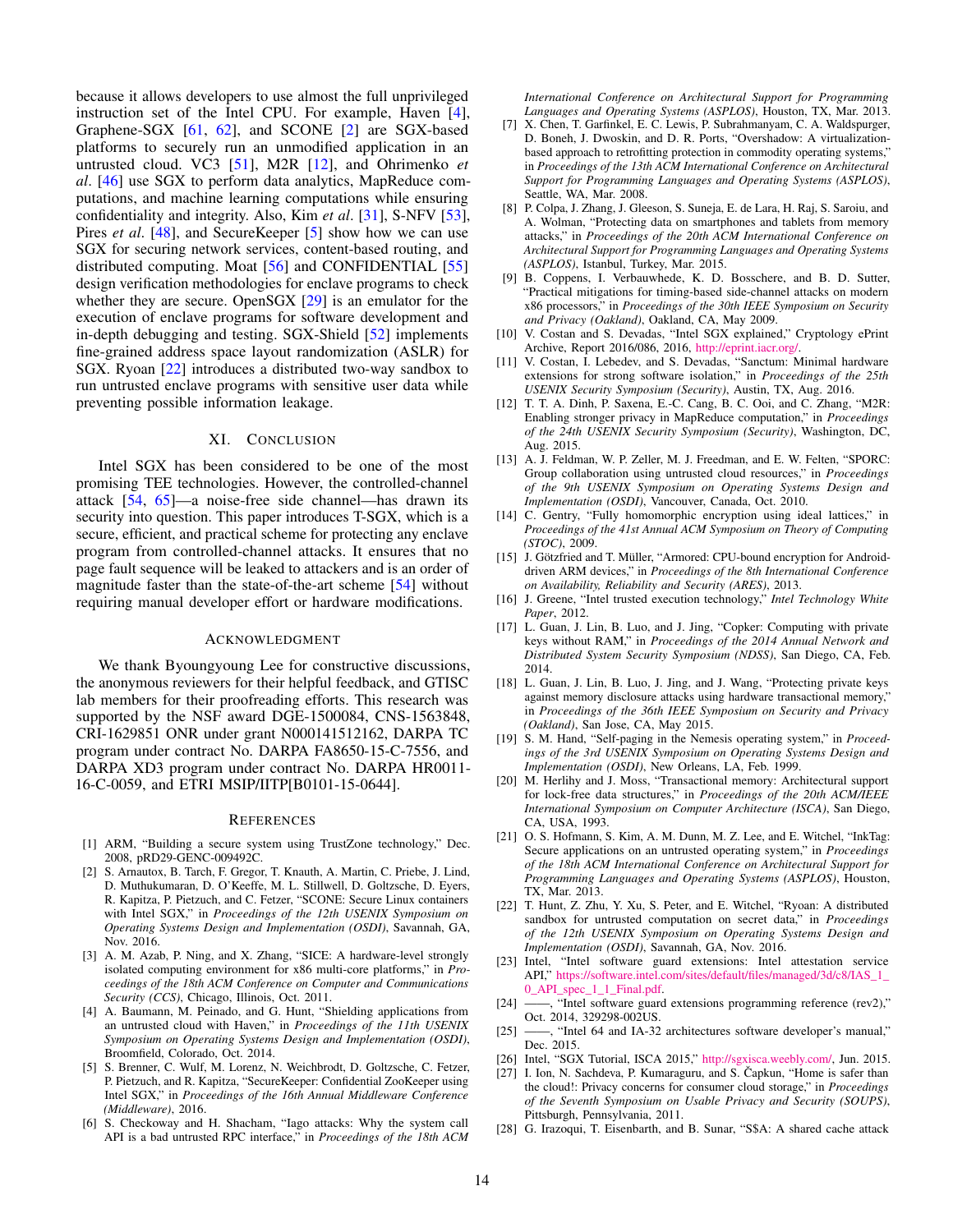because it allows developers to use almost the full unprivileged instruction set of the Intel CPU. For example, Haven [4], Graphene-SGX [61, 62], and SCONE [2] are SGX-based platforms to securely run an unmodified application in an untrusted cloud. VC3 [51], M2R [12], and Ohrimenko *et al*. [46] use SGX to perform data analytics, MapReduce computations, and machine learning computations while ensuring confidentiality and integrity. Also, Kim *et al*. [31], S-NFV [53], Pires *et al*. [48], and SecureKeeper [5] show how we can use SGX for securing network services, content-based routing, and distributed computing. Moat [56] and CONFIDENTIAL [55] design verification methodologies for enclave programs to check whether they are secure. OpenSGX [29] is an emulator for the execution of enclave programs for software development and in-depth debugging and testing. SGX-Shield [52] implements fine-grained address space layout randomization (ASLR) for SGX. Ryoan [22] introduces a distributed two-way sandbox to run untrusted enclave programs with sensitive user data while preventing possible information leakage.

## XI. Conclusion

Intel SGX has been considered to be one of the most promising TEE technologies. However, the controlled-channel attack [54, 65]—a noise-free side channel—has drawn its security into question. This paper introduces T-SGX, which is a secure, efficient, and practical scheme for protecting any enclave program from controlled-channel attacks. It ensures that no page fault sequence will be leaked to attackers and is an order of magnitude faster than the state-of-the-art scheme [54] without requiring manual developer effort or hardware modifications.

## Acknowledgment

We thank Byoungyoung Lee for constructive discussions, the anonymous reviewers for their helpful feedback, and GTISC lab members for their proofreading efforts. This research was supported by the NSF award DGE-1500084, CNS-1563848, CRI-1629851 ONR under grant N000141512162, DARPA TC program under contract No. DARPA FA8650-15-C-7556, and DARPA XD3 program under contract No. DARPA HR0011-16-C-0059, and ETRI MSIP/IITP[B0101-15-0644].

## References

[1] ARM, "Building a secure system using TrustZone technology," Dec. 2008, pRD29-GENC-009492C.

[2] S. Arnautox, B. Tarch, F. Gregor, T. Knauth, A. Martin, C. Priebe, J. Lind, D. Muthukumaran, D. O'Keeffe, M. L. Stillwell, D. Goltzsche, D. Eyers, R. Kapitza, P. Pietzuch, and C. Fetzer, "SCONE: Secure Linux containers with Intel SGX," in *Proceedings of the 12th USENIX Symposium on Operating Systems Design and Implementation (OSDI)*, Savannah, GA, Nov. 2016.

[3] A. M. Azab, P. Ning, and X. Zhang, "SICE: A hardware-level strongly isolated computing environment for x86 multi-core platforms," in *Proceedings of the 18th ACM Conference on Computer and Communications Security (CCS)*, Chicago, Illinois, Oct. 2011.

[4] A. Baumann, M. Peinado, and G. Hunt, "Shielding applications from an untrusted cloud with Haven," in *Proceedings of the 11th USENIX Symposium on Operating Systems Design and Implementation (OSDI)*, Broomfield, Colorado, Oct. 2014.

[5] S. Brenner, C. Wulf, M. Lorenz, N. Weichbrodt, D. Goltzsche, C. Fetzer, P. Pietzuch, and R. Kapitza, "SecureKeeper: Confidential ZooKeeper using Intel SGX," in *Proceedings of the 16th Annual Middleware Conference (Middleware)*, 2016.

[6] S. Checkoway and H. Shacham, "Iago attacks: Why the system call API is a bad untrusted RPC interface," in *Proceedings of the 18th ACM International Conference on Architectural Support for Programming Languages and Operating Systems (ASPLOS)*, Houston, TX, Mar. 2013.

[7] X. Chen, T. Garfinkel, E. C. Lewis, P. Subrahmanyam, C. A. Waldspurger, D. Boneh, J. Dwoskin, and D. R. Ports, "Overshadow: A virtualization-based approach to retrofitting protection in commodity operating systems," in *Proceedings of the 13th ACM International Conference on Architectural Support for Programming Languages and Operating Systems (ASPLOS)*, Seattle, WA, Mar. 2008.

[8] P. Colpa, J. Zhang, J. Gleeson, S. Suneja, E. de Lara, H. Raj, S. Saroiu, and A. Wolman, "Protecting data on smartphones and tablets from memory attacks," in *Proceedings of the 20th ACM International Conference on Architectural Support for Programming Languages and Operating Systems (ASPLOS)*, Istanbul, Turkey, Mar. 2015.

[9] B. Coppens, I. Verbauwhede, K. D. Bosschere, and B. D. Sutter, "Practical mitigations for timing-based side-channel attacks on modern x86 processors," in *Proceedings of the 30th IEEE Symposium on Security and Privacy (Oakland)*, Oakland, CA, May 2009.

[10] V. Costan and S. Devadas, "Intel SGX explained," Cryptology ePrint Archive, Report 2016/086, 2016, http://eprint.iacr.org/.

[11] V. Costan, I. Lebedev, and S. Devadas, "Sanctum: Minimal hardware extensions for strong software isolation," in *Proceedings of the 25th USENIX Security Symposium (Security)*, Austin, TX, Aug. 2016.

[12] T. T. A. Dinh, P. Saxena, E.-C. Cang, B. C. Ooi, and C. Zhang, "M2R: Enabling stronger privacy in MapReduce computation," in *Proceedings of the 24th USENIX Security Symposium (Security)*, Washington, DC, Aug. 2015.

[13] A. J. Feldman, W. P. Zeller, M. J. Freedman, and E. W. Felten, "SPORC: Group collaboration using untrusted cloud resources," in *Proceedings of the 9th USENIX Symposium on Operating Systems Design and Implementation (OSDI)*, Vancouver, Canada, Oct. 2010.

[14] C. Gentry, "Fully homomorphic encryption using ideal lattices," in *Proceedings of the 41st Annual ACM Symposium on Theory of Computing (STOC)*, 2009.

[15] J. Götzfried and T. Müller, "Armored: CPU-bound encryption for Android-driven ARM devices," in *Proceedings of the 8th International Conference on Availability, Reliability and Security (ARES)*, 2013.

[16] J. Greene, "Intel trusted execution technology," *Intel Technology White Paper*, 2012.

[17] L. Guan, J. Lin, B. Luo, and J. Jing, "Copker: Computing with private keys without RAM," in *Proceedings of the 2014 Annual Network and Distributed System Security Symposium (NDSS)*, San Diego, CA, Feb. 2014.

[18] L. Guan, J. Lin, B. Luo, J. Jing, and J. Wang, "Protecting private keys against memory disclosure attacks using hardware transactional memory," in *Proceedings of the 36th IEEE Symposium on Security and Privacy (Oakland)*, San Jose, CA, May 2015.

[19] S. M. Hand, "Self-paging in the Nemesis operating system," in *Proceedings of the 3rd USENIX Symposium on Operating Systems Design and Implementation (OSDI)*, New Orleans, LA, Feb. 1999.

[20] M. Herlihy and J. Moss, "Transactional memory: Architectural support for lock-free data structures," in *Proceedings of the 20th ACM/IEEE International Symposium on Computer Architecture (ISCA)*, San Diego, CA, USA, 1993.

[21] O. S. Hofmann, S. Kim, A. M. Dunn, M. Z. Lee, and E. Witchel, "InkTag: Secure applications on an untrusted operating system," in *Proceedings of the 18th ACM International Conference on Architectural Support for Programming Languages and Operating Systems (ASPLOS)*, Houston, TX, Mar. 2013.

[22] T. Hunt, Z. Zhu, Y. Xu, S. Peter, and E. Witchel, "Ryoan: A distributed sandbox for untrusted computation on secret data," in *Proceedings of the 12th USENIX Symposium on Operating Systems Design and Implementation (OSDI)*, Savannah, GA, Nov. 2016.

[23] Intel, "Intel software guard extensions: Intel attestation service API," https://software.intel.com/sites/default/files/managed/3d/c8/IAS_1_0_API_spec_1_1_Final.pdf.

[24] ——, "Intel software guard extensions programming reference (rev2)," Oct. 2014, 329298-002US.

[25] ——, "Intel 64 and IA-32 architectures software developer's manual," Dec. 2015.

[26] Intel, "SGX Tutorial, ISCA 2015," http://sgxisca.weebly.com/, Jun. 2015.

[27] I. Ion, N. Sachdeva, P. Kumaraguru, and S. Čapkun, "Home is safer than the cloud!: Privacy concerns for consumer cloud storage," in *Proceedings of the Seventh Symposium on Usable Privacy and Security (SOUPS)*, Pittsburgh, Pennsylvania, 2011.

[28] G. Irazoqui, T. Eisenbarth, and B. Sunar, "S$A: A shared cache attack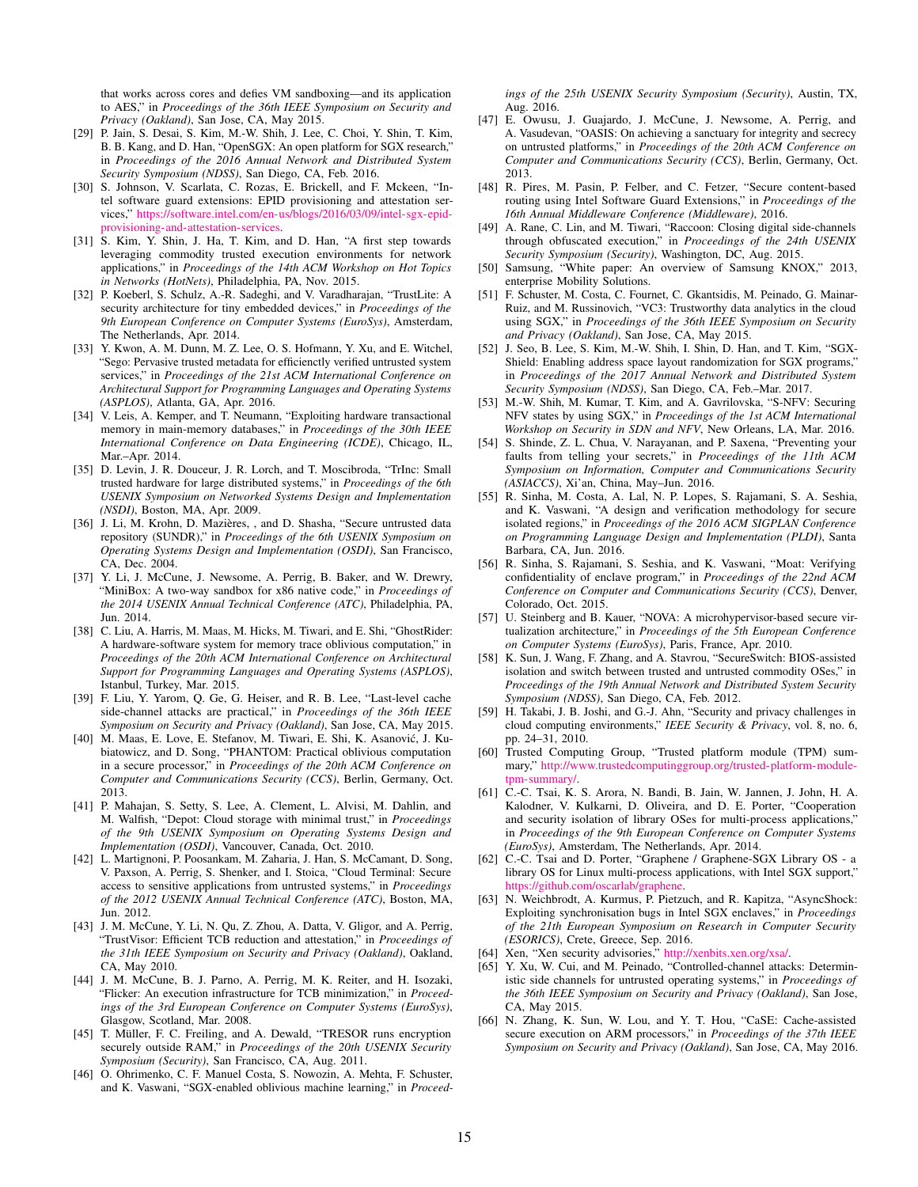that works across cores and defies VM sandboxing—and its application to AES," in *Proceedings of the 36th IEEE Symposium on Security and Privacy (Oakland)*, San Jose, CA, May 2015.

[29] P. Jain, S. Desai, S. Kim, M.-W. Shih, J. Lee, C. Choi, Y. Shin, T. Kim, B. B. Kang, and D. Han, "OpenSGX: An open platform for SGX research," in *Proceedings of the 2016 Annual Network and Distributed System Security Symposium (NDSS)*, San Diego, CA, Feb. 2016.

[30] S. Johnson, V. Scarlata, C. Rozas, E. Brickell, and F. Mckeen, "Intel software guard extensions: EPID provisioning and attestation services," https://software.intel.com/en-us/blogs/2016/03/09/intel-sgx-epid-provisioning-and-attestation-services.

[31] S. Kim, Y. Shin, J. Ha, T. Kim, and D. Han, "A first step towards leveraging commodity trusted execution environments for network applications," in *Proceedings of the 14th ACM Workshop on Hot Topics in Networks (HotNets)*, Philadelphia, PA, Nov. 2015.

[32] P. Koeberl, S. Schulz, A.-R. Sadeghi, and V. Varadharajan, "TrustLite: A security architecture for tiny embedded devices," in *Proceedings of the 9th European Conference on Computer Systems (EuroSys)*, Amsterdam, The Netherlands, Apr. 2014.

[33] Y. Kwon, A. M. Dunn, M. Z. Lee, O. S. Hofmann, Y. Xu, and E. Witchel, "Sego: Pervasive trusted metadata for efficiently verified untrusted system services," in *Proceedings of the 21st ACM International Conference on Architectural Support for Programming Languages and Operating Systems (ASPLOS)*, Atlanta, GA, Apr. 2016.

[34] V. Leis, A. Kemper, and T. Neumann, "Exploiting hardware transactional memory in main-memory databases," in *Proceedings of the 30th IEEE International Conference on Data Engineering (ICDE)*, Chicago, IL, Mar.–Apr. 2014.

[35] D. Levin, J. R. Douceur, J. R. Lorch, and T. Moscibroda, "TrInc: Small trusted hardware for large distributed systems," in *Proceedings of the 6th USENIX Symposium on Networked Systems Design and Implementation (NSDI)*, Boston, MA, Apr. 2009.

[36] J. Li, M. Krohn, D. Mazières, , and D. Shasha, "Secure untrusted data repository (SUNDR)," in *Proceedings of the 6th USENIX Symposium on Operating Systems Design and Implementation (OSDI)*, San Francisco, CA, Dec. 2004.

[37] Y. Li, J. McCune, J. Newsome, A. Perrig, B. Baker, and W. Drewry, "MiniBox: A two-way sandbox for x86 native code," in *Proceedings of the 2014 USENIX Annual Technical Conference (ATC)*, Philadelphia, PA, Jun. 2014.

[38] C. Liu, A. Harris, M. Maas, M. Hicks, M. Tiwari, and E. Shi, "GhostRider: A hardware-software system for memory trace oblivious computation," in *Proceedings of the 20th ACM International Conference on Architectural Support for Programming Languages and Operating Systems (ASPLOS)*, Istanbul, Turkey, Mar. 2015.

[39] F. Liu, Y. Yarom, Q. Ge, G. Heiser, and R. B. Lee, "Last-level cache side-channel attacks are practical," in *Proceedings of the 36th IEEE Symposium on Security and Privacy (Oakland)*, San Jose, CA, May 2015.

[40] M. Maas, E. Love, E. Stefanov, M. Tiwari, E. Shi, K. Asanović, J. Kubiatowicz, and D. Song, "PHANTOM: Practical oblivious computation in a secure processor," in *Proceedings of the 20th ACM Conference on Computer and Communications Security (CCS)*, Berlin, Germany, Oct. 2013.

[41] P. Mahajan, S. Setty, S. Lee, A. Clement, L. Alvisi, M. Dahlin, and M. Walfish, "Depot: Cloud storage with minimal trust," in *Proceedings of the 9th USENIX Symposium on Operating Systems Design and Implementation (OSDI)*, Vancouver, Canada, Oct. 2010.

[42] L. Martignoni, P. Poosankam, M. Zaharia, J. Han, S. McCamant, D. Song, V. Paxson, A. Perrig, S. Shenker, and I. Stoica, "Cloud Terminal: Secure access to sensitive applications from untrusted systems," in *Proceedings of the 2012 USENIX Annual Technical Conference (ATC)*, Boston, MA, Jun. 2012.

[43] J. M. McCune, Y. Li, N. Qu, Z. Zhou, A. Datta, V. Gligor, and A. Perrig, "TrustVisor: Efficient TCB reduction and attestation," in *Proceedings of the 31th IEEE Symposium on Security and Privacy (Oakland)*, Oakland, CA, May 2010.

[44] J. M. McCune, B. J. Parno, A. Perrig, M. K. Reiter, and H. Isozaki, "Flicker: An execution infrastructure for TCB minimization," in *Proceedings of the 3rd European Conference on Computer Systems (EuroSys)*, Glasgow, Scotland, Mar. 2008.

[45] T. Müller, F. C. Freiling, and A. Dewald, "TRESOR runs encryption securely outside RAM," in *Proceedings of the 20th USENIX Security Symposium (Security)*, San Francisco, CA, Aug. 2011.

[46] O. Ohrimenko, C. F. Manuel Costa, S. Nowozin, A. Mehta, F. Schuster, and K. Vaswani, "SGX-enabled oblivious machine learning," in *Proceedings of the 25th USENIX Security Symposium (Security)*, Austin, TX, Aug. 2016.

[47] E. Owusu, J. Guajardo, J. McCune, J. Newsome, A. Perrig, and A. Vasudevan, "OASIS: On achieving a sanctuary for integrity and secrecy on untrusted platforms," in *Proceedings of the 20th ACM Conference on Computer and Communications Security (CCS)*, Berlin, Germany, Oct. 2013.

[48] R. Pires, M. Pasin, P. Felber, and C. Fetzer, "Secure content-based routing using Intel Software Guard Extensions," in *Proceedings of the 16th Annual Middleware Conference (Middleware)*, 2016.

[49] A. Rane, C. Lin, and M. Tiwari, "Raccoon: Closing digital side-channels through obfuscated execution," in *Proceedings of the 24th USENIX Security Symposium (Security)*, Washington, DC, Aug. 2015.

[50] Samsung, "White paper: An overview of Samsung KNOX," 2013, enterprise Mobility Solutions.

[51] F. Schuster, M. Costa, C. Fournet, C. Gkantsidis, M. Peinado, G. Mainar-Ruiz, and M. Russinovich, "VC3: Trustworthy data analytics in the cloud using SGX," in *Proceedings of the 36th IEEE Symposium on Security and Privacy (Oakland)*, San Jose, CA, May 2015.

[52] J. Seo, B. Lee, S. Kim, M.-W. Shih, I. Shin, D. Han, and T. Kim, "SGX-Shield: Enabling address space layout randomization for SGX programs," in *Proceedings of the 2017 Annual Network and Distributed System Security Symposium (NDSS)*, San Diego, CA, Feb.–Mar. 2017.

[53] M.-W. Shih, M. Kumar, T. Kim, and A. Gavrilovska, "S-NFV: Securing NFV states by using SGX," in *Proceedings of the 1st ACM International Workshop on Security in SDN and NFV*, New Orleans, LA, Mar. 2016.

[54] S. Shinde, Z. L. Chua, V. Narayanan, and P. Saxena, "Preventing your faults from telling your secrets," in *Proceedings of the 11th ACM Symposium on Information, Computer and Communications Security (ASIACCS)*, Xi'an, China, May–Jun. 2016.

[55] R. Sinha, M. Costa, A. Lal, N. P. Lopes, S. Rajamani, S. A. Seshia, and K. Vaswani, "A design and verification methodology for secure isolated regions," in *Proceedings of the 2016 ACM SIGPLAN Conference on Programming Language Design and Implementation (PLDI)*, Santa Barbara, CA, Jun. 2016.

[56] R. Sinha, S. Rajamani, S. Seshia, and K. Vaswani, "Moat: Verifying confidentiality of enclave program," in *Proceedings of the 22nd ACM Conference on Computer and Communications Security (CCS)*, Denver, Colorado, Oct. 2015.

[57] U. Steinberg and B. Kauer, "NOVA: A microhypervisor-based secure virtualization architecture," in *Proceedings of the 5th European Conference on Computer Systems (EuroSys)*, Paris, France, Apr. 2010.

[58] K. Sun, J. Wang, F. Zhang, and A. Stavrou, "SecureSwitch: BIOS-assisted isolation and switch between trusted and untrusted commodity OSes," in *Proceedings of the 19th Annual Network and Distributed System Security Symposium (NDSS)*, San Diego, CA, Feb. 2012.

[59] H. Takabi, J. B. Joshi, and G.-J. Ahn, "Security and privacy challenges in cloud computing environments," *IEEE Security & Privacy*, vol. 8, no. 6, pp. 24–31, 2010.

[60] Trusted Computing Group, "Trusted platform module (TPM) summary," http://www.trustedcomputinggroup.org/trusted-platform-module-tpm-summary/.

[61] C.-C. Tsai, K. S. Arora, N. Bandi, B. Jain, W. Jannen, J. John, H. A. Kalodner, V. Kulkarni, D. Oliveira, and D. E. Porter, "Cooperation and security isolation of library OSes for multi-process applications," in *Proceedings of the 9th European Conference on Computer Systems (EuroSys)*, Amsterdam, The Netherlands, Apr. 2014.

[62] C.-C. Tsai and D. Porter, "Graphene / Graphene-SGX Library OS - a library OS for Linux multi-process applications, with Intel SGX support," https://github.com/oscarlab/graphene.

[63] N. Weichbrodt, A. Kurmus, P. Pietzuch, and R. Kapitza, "AsyncShock: Exploiting synchronisation bugs in Intel SGX enclaves," in *Proceedings of the 21th European Symposium on Research in Computer Security (ESORICS)*, Crete, Greece, Sep. 2016.

[64] Xen, "Xen security advisories," http://xenbits.xen.org/xsa/.

[65] Y. Xu, W. Cui, and M. Peinado, "Controlled-channel attacks: Deterministic side channels for untrusted operating systems," in *Proceedings of the 36th IEEE Symposium on Security and Privacy (Oakland)*, San Jose, CA, May 2015.

[66] N. Zhang, K. Sun, W. Lou, and Y. T. Hou, "CaSE: Cache-assisted secure execution on ARM processors," in *Proceedings of the 37th IEEE Symposium on Security and Privacy (Oakland)*, San Jose, CA, May 2016.